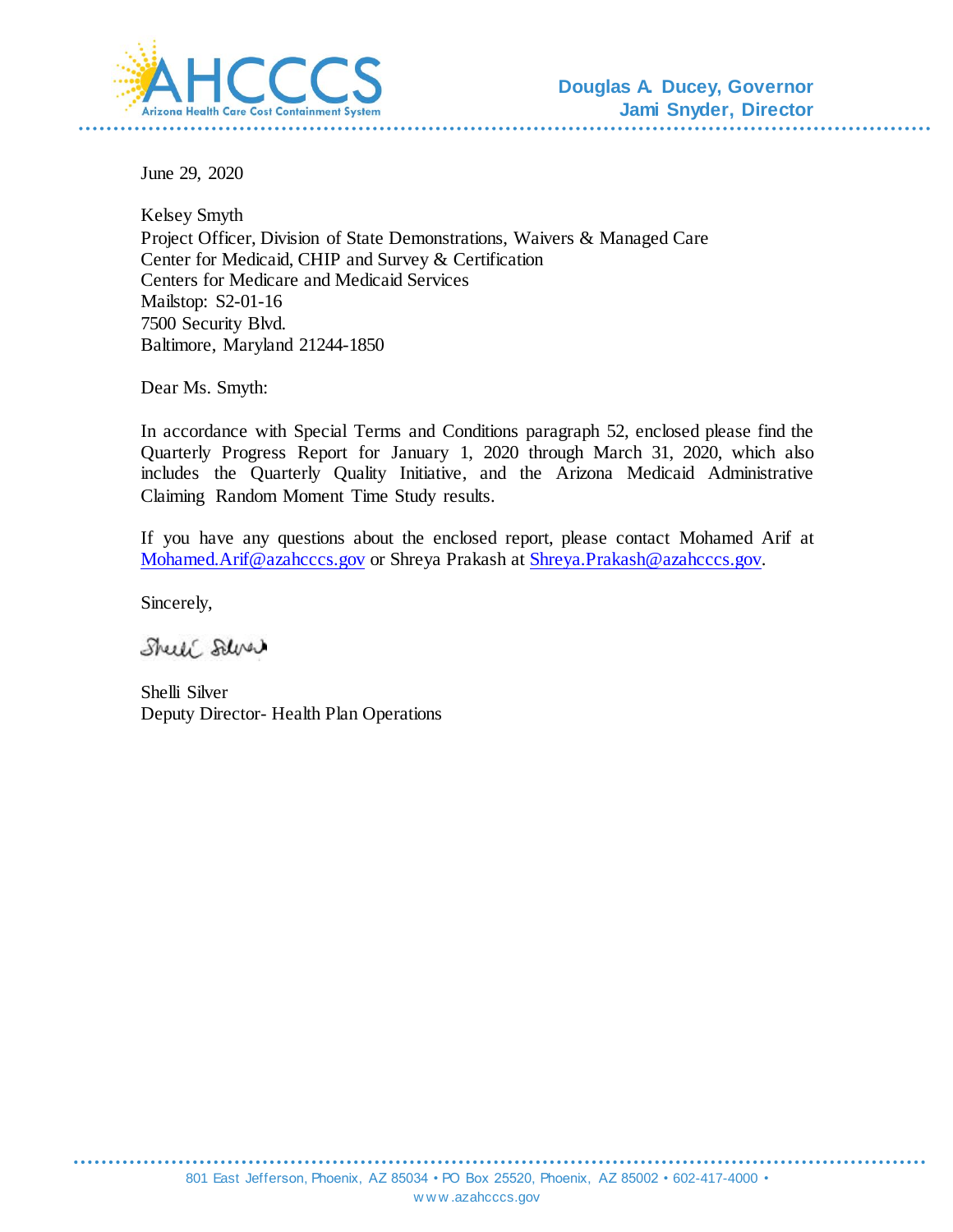AHCCCS
Arizona Health Care Cost Containment System

**Douglas A. Ducey, Governor**
**Jami Snyder, Director**

June 29, 2020

Kelsey Smyth
Project Officer, Division of State Demonstrations, Waivers & Managed Care
Center for Medicaid, CHIP and Survey & Certification
Centers for Medicare and Medicaid Services
Mailstop: S2-01-16
7500 Security Blvd.
Baltimore, Maryland 21244-1850

Dear Ms. Smyth:

In accordance with Special Terms and Conditions paragraph 52, enclosed please find the Quarterly Progress Report for January 1, 2020 through March 31, 2020, which also includes the Quarterly Quality Initiative, and the Arizona Medicaid Administrative Claiming Random Moment Time Study results.

If you have any questions about the enclosed report, please contact Mohamed Arif at Mohamed.Arif@azahcccs.gov or Shreya Prakash at Shreya.Prakash@azahcccs.gov.

Sincerely,

Shelli Silver
Deputy Director- Health Plan Operations

801 East Jefferson, Phoenix, AZ 85034 • PO Box 25520, Phoenix, AZ 85002 • 602-417-4000 •
www.azahcccs.gov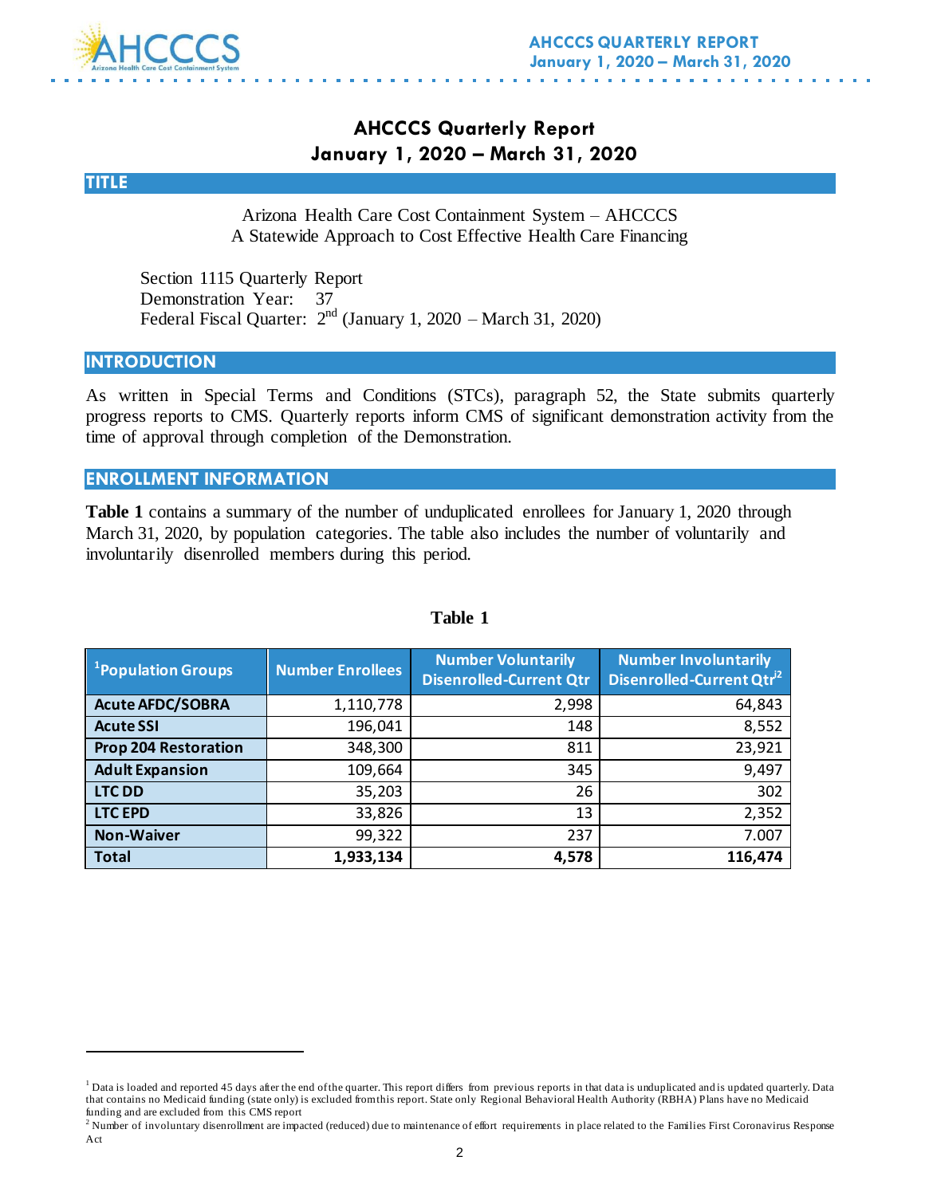# AHCCCS Quarterly Report
# January 1, 2020 – March 31, 2020

## TITLE

Arizona Health Care Cost Containment System – AHCCCS
A Statewide Approach to Cost Effective Health Care Financing

Section 1115 Quarterly Report
Demonstration Year: 37
Federal Fiscal Quarter: 2nd (January 1, 2020 – March 31, 2020)

## INTRODUCTION

As written in Special Terms and Conditions (STCs), paragraph 52, the State submits quarterly progress reports to CMS. Quarterly reports inform CMS of significant demonstration activity from the time of approval through completion of the Demonstration.

## ENROLLMENT INFORMATION

**Table 1** contains a summary of the number of unduplicated enrollees for January 1, 2020 through March 31, 2020, by population categories. The table also includes the number of voluntarily and involuntarily disenrolled members during this period.

**Table 1**

| [1]Population Groups | Number Enrollees | Number Voluntarily Disenrolled-Current Qtr | Number Involuntarily Disenrolled-Current Qtr[2] |
|---|---|---|---|
| **Acute AFDC/SOBRA** | 1,110,778 | 2,998 | 64,843 |
| **Acute SSI** | 196,041 | 148 | 8,552 |
| **Prop 204 Restoration** | 348,300 | 811 | 23,921 |
| **Adult Expansion** | 109,664 | 345 | 9,497 |
| **LTC DD** | 35,203 | 26 | 302 |
| **LTC EPD** | 33,826 | 13 | 2,352 |
| **Non-Waiver** | 99,322 | 237 | 7.007 |
| **Total** | **1,933,134** | **4,578** | **116,474** |

[1] Data is loaded and reported 45 days after the end of the quarter. This report differs from previous reports in that data is unduplicated and is updated quarterly. Data that contains no Medicaid funding (state only) is excluded from this report. State only Regional Behavioral Health Authority (RBHA) Plans have no Medicaid funding and are excluded from this CMS report

[2] Number of involuntary disenrollment are impacted (reduced) due to maintenance of effort requirements in place related to the Families First Coronavirus Response Act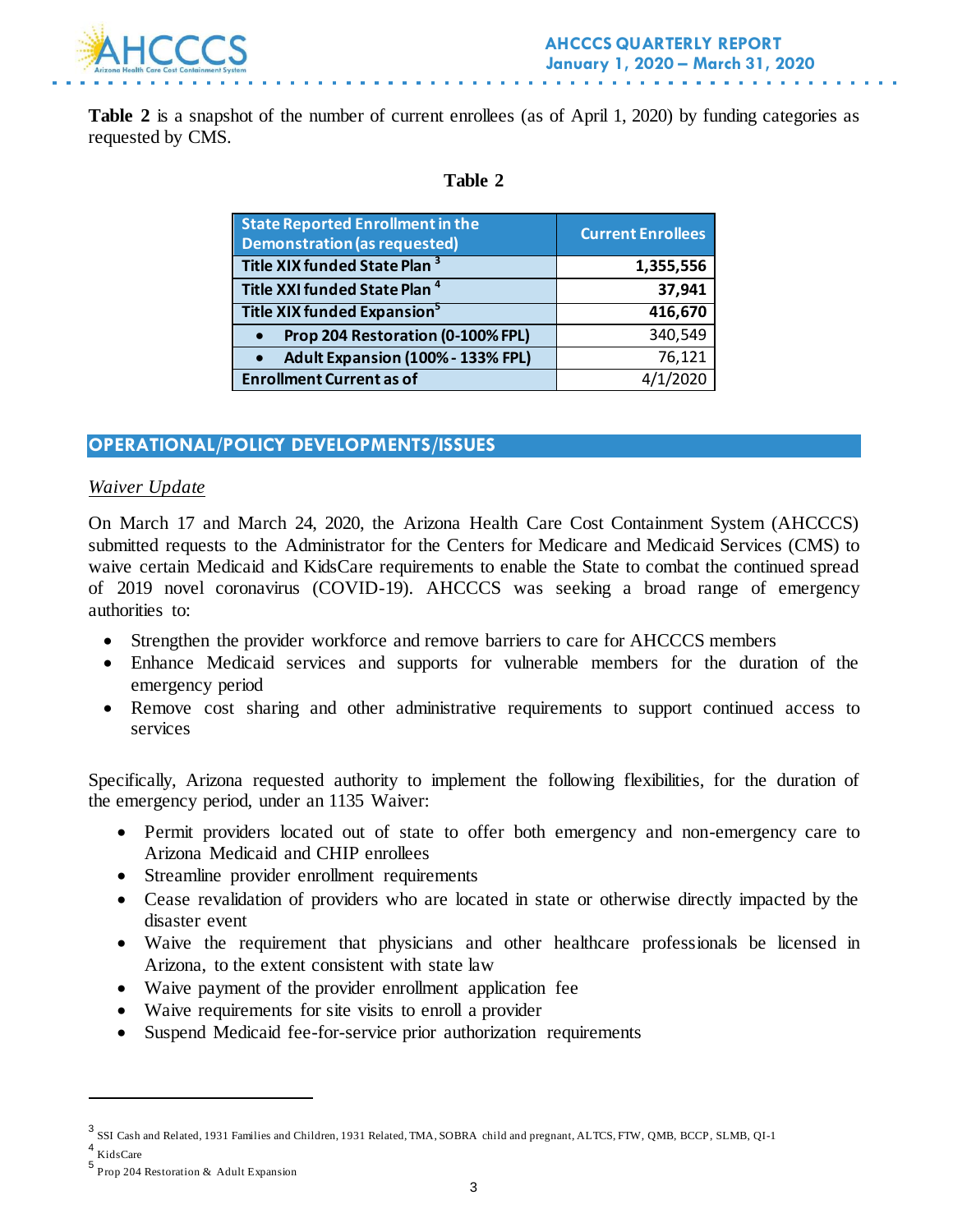**Table 2** is a snapshot of the number of current enrollees (as of April 1, 2020) by funding categories as requested by CMS.

**Table 2**

| State Reported Enrollment in the Demonstration (as requested) | Current Enrollees |
|---|---|
| **Title XIX funded State Plan [3]** | **1,355,556** |
| **Title XXI funded State Plan [4]** | **37,941** |
| **Title XIX funded Expansion[5]** | **416,670** |
| • **Prop 204 Restoration (0-100% FPL)** | 340,549 |
| • **Adult Expansion (100% - 133% FPL)** | 76,121 |
| **Enrollment Current as of** | 4/1/2020 |

## OPERATIONAL/POLICY DEVELOPMENTS/ISSUES

### *Waiver Update*

On March 17 and March 24, 2020, the Arizona Health Care Cost Containment System (AHCCCS) submitted requests to the Administrator for the Centers for Medicare and Medicaid Services (CMS) to waive certain Medicaid and KidsCare requirements to enable the State to combat the continued spread of 2019 novel coronavirus (COVID-19). AHCCCS was seeking a broad range of emergency authorities to:

- Strengthen the provider workforce and remove barriers to care for AHCCCS members
- Enhance Medicaid services and supports for vulnerable members for the duration of the emergency period
- Remove cost sharing and other administrative requirements to support continued access to services

Specifically, Arizona requested authority to implement the following flexibilities, for the duration of the emergency period, under an 1135 Waiver:

- Permit providers located out of state to offer both emergency and non-emergency care to Arizona Medicaid and CHIP enrollees
- Streamline provider enrollment requirements
- Cease revalidation of providers who are located in state or otherwise directly impacted by the disaster event
- Waive the requirement that physicians and other healthcare professionals be licensed in Arizona, to the extent consistent with state law
- Waive payment of the provider enrollment application fee
- Waive requirements for site visits to enroll a provider
- Suspend Medicaid fee-for-service prior authorization requirements

---

[3] SSI Cash and Related, 1931 Families and Children, 1931 Related, TMA, SOBRA child and pregnant, ALTCS, FTW, QMB, BCCP, SLMB, QI-1

[4] KidsCare

[5] Prop 204 Restoration & Adult Expansion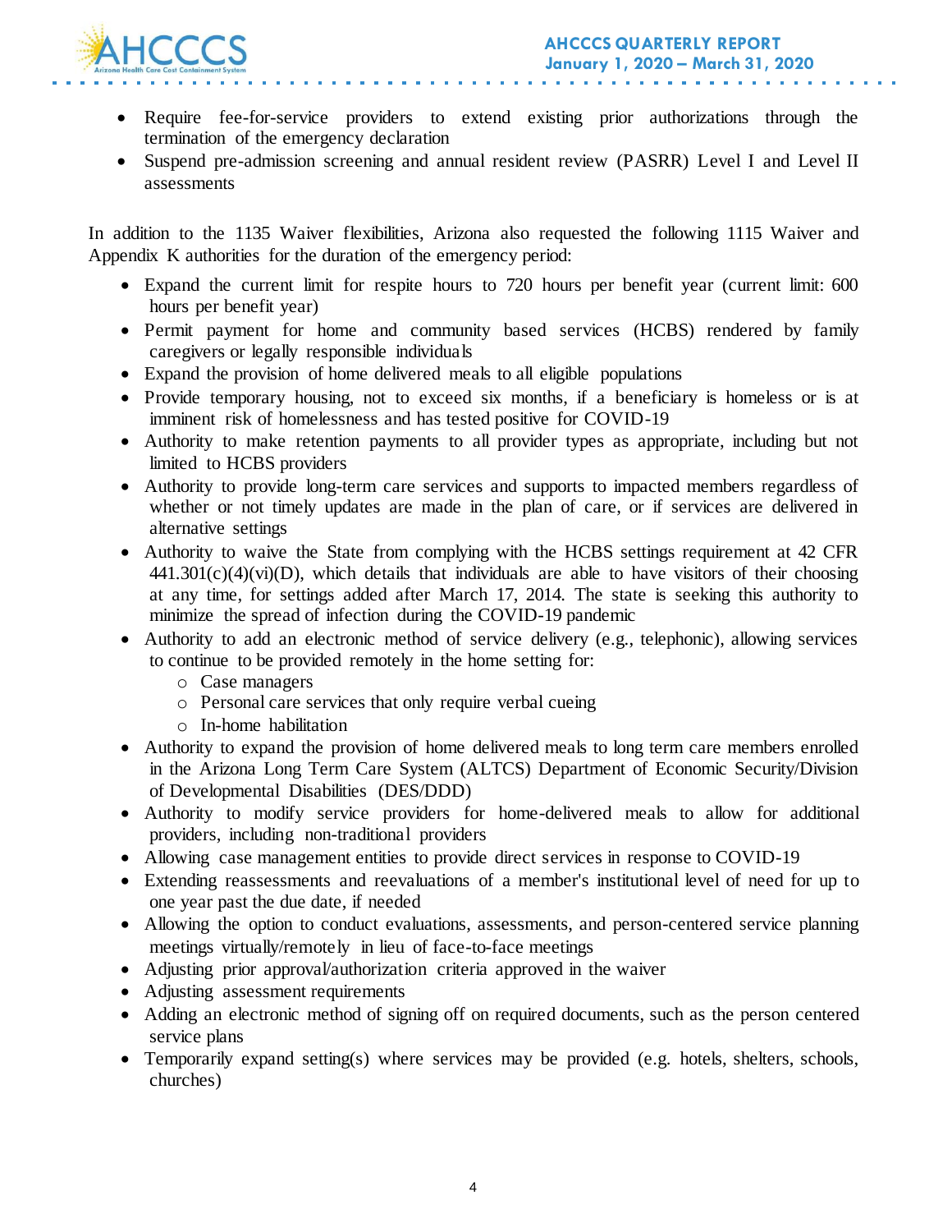- Require fee-for-service providers to extend existing prior authorizations through the termination of the emergency declaration
- Suspend pre-admission screening and annual resident review (PASRR) Level I and Level II assessments

In addition to the 1135 Waiver flexibilities, Arizona also requested the following 1115 Waiver and Appendix K authorities for the duration of the emergency period:

- Expand the current limit for respite hours to 720 hours per benefit year (current limit: 600 hours per benefit year)
- Permit payment for home and community based services (HCBS) rendered by family caregivers or legally responsible individuals
- Expand the provision of home delivered meals to all eligible populations
- Provide temporary housing, not to exceed six months, if a beneficiary is homeless or is at imminent risk of homelessness and has tested positive for COVID-19
- Authority to make retention payments to all provider types as appropriate, including but not limited to HCBS providers
- Authority to provide long-term care services and supports to impacted members regardless of whether or not timely updates are made in the plan of care, or if services are delivered in alternative settings
- Authority to waive the State from complying with the HCBS settings requirement at 42 CFR 441.301(c)(4)(vi)(D), which details that individuals are able to have visitors of their choosing at any time, for settings added after March 17, 2014. The state is seeking this authority to minimize the spread of infection during the COVID-19 pandemic
- Authority to add an electronic method of service delivery (e.g., telephonic), allowing services to continue to be provided remotely in the home setting for:
    - Case managers
    - Personal care services that only require verbal cueing
    - In-home habilitation
- Authority to expand the provision of home delivered meals to long term care members enrolled in the Arizona Long Term Care System (ALTCS) Department of Economic Security/Division of Developmental Disabilities (DES/DDD)
- Authority to modify service providers for home-delivered meals to allow for additional providers, including non-traditional providers
- Allowing case management entities to provide direct services in response to COVID-19
- Extending reassessments and reevaluations of a member's institutional level of need for up to one year past the due date, if needed
- Allowing the option to conduct evaluations, assessments, and person-centered service planning meetings virtually/remotely in lieu of face-to-face meetings
- Adjusting prior approval/authorization criteria approved in the waiver
- Adjusting assessment requirements
- Adding an electronic method of signing off on required documents, such as the person centered service plans
- Temporarily expand setting(s) where services may be provided (e.g. hotels, shelters, schools, churches)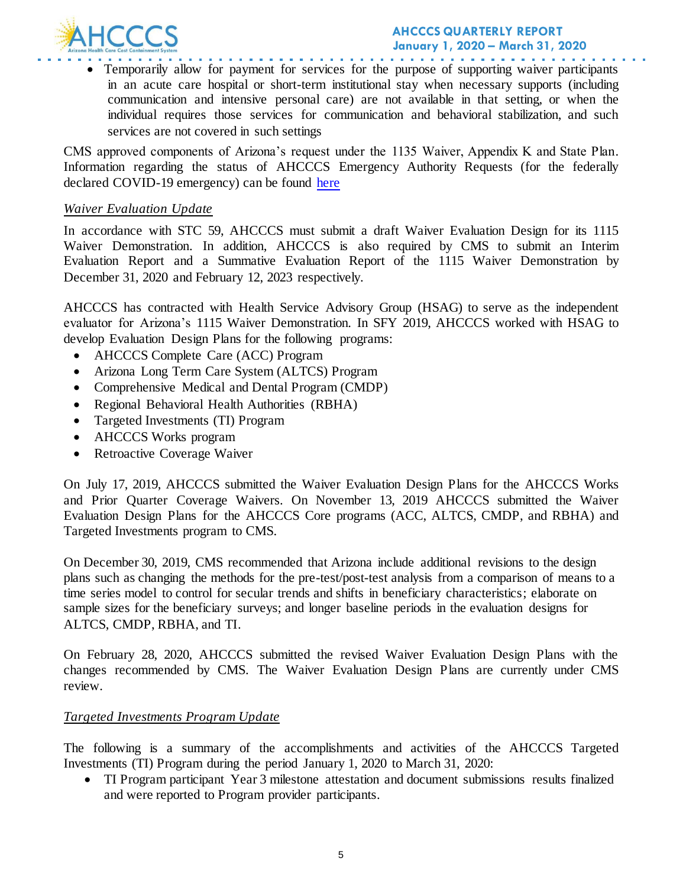- Temporarily allow for payment for services for the purpose of supporting waiver participants in an acute care hospital or short-term institutional stay when necessary supports (including communication and intensive personal care) are not available in that setting, or when the individual requires those services for communication and behavioral stabilization, and such services are not covered in such settings

CMS approved components of Arizona's request under the 1135 Waiver, Appendix K and State Plan. Information regarding the status of AHCCCS Emergency Authority Requests (for the federally declared COVID-19 emergency) can be found here

*Waiver Evaluation Update*

In accordance with STC 59, AHCCCS must submit a draft Waiver Evaluation Design for its 1115 Waiver Demonstration. In addition, AHCCCS is also required by CMS to submit an Interim Evaluation Report and a Summative Evaluation Report of the 1115 Waiver Demonstration by December 31, 2020 and February 12, 2023 respectively.

AHCCCS has contracted with Health Service Advisory Group (HSAG) to serve as the independent evaluator for Arizona's 1115 Waiver Demonstration. In SFY 2019, AHCCCS worked with HSAG to develop Evaluation Design Plans for the following programs:

- AHCCCS Complete Care (ACC) Program
- Arizona Long Term Care System (ALTCS) Program
- Comprehensive Medical and Dental Program (CMDP)
- Regional Behavioral Health Authorities (RBHA)
- Targeted Investments (TI) Program
- AHCCCS Works program
- Retroactive Coverage Waiver

On July 17, 2019, AHCCCS submitted the Waiver Evaluation Design Plans for the AHCCCS Works and Prior Quarter Coverage Waivers. On November 13, 2019 AHCCCS submitted the Waiver Evaluation Design Plans for the AHCCCS Core programs (ACC, ALTCS, CMDP, and RBHA) and Targeted Investments program to CMS.

On December 30, 2019, CMS recommended that Arizona include additional revisions to the design plans such as changing the methods for the pre-test/post-test analysis from a comparison of means to a time series model to control for secular trends and shifts in beneficiary characteristics; elaborate on sample sizes for the beneficiary surveys; and longer baseline periods in the evaluation designs for ALTCS, CMDP, RBHA, and TI.

On February 28, 2020, AHCCCS submitted the revised Waiver Evaluation Design Plans with the changes recommended by CMS. The Waiver Evaluation Design Plans are currently under CMS review.

*Targeted Investments Program Update*

The following is a summary of the accomplishments and activities of the AHCCCS Targeted Investments (TI) Program during the period January 1, 2020 to March 31, 2020:

- TI Program participant Year 3 milestone attestation and document submissions results finalized and were reported to Program provider participants.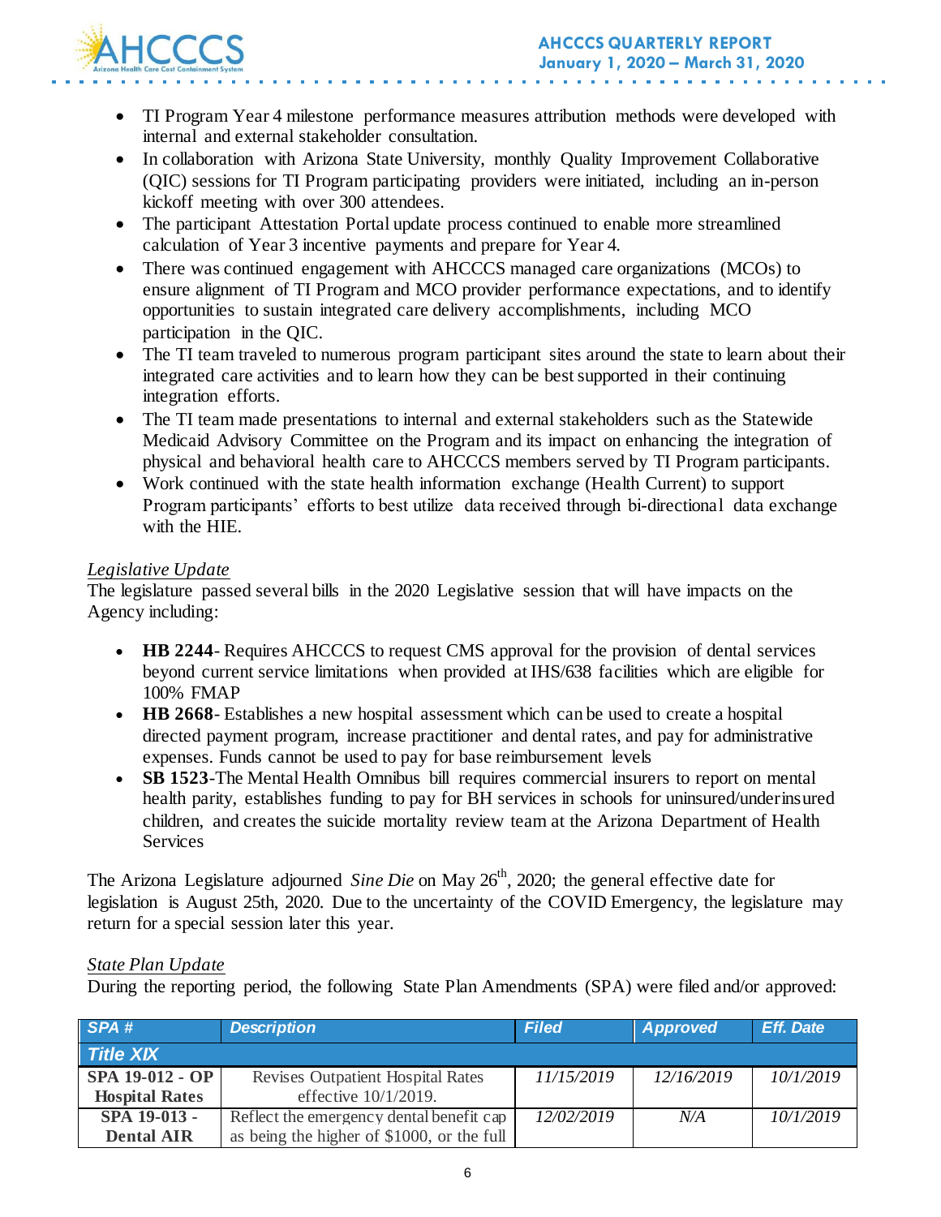- TI Program Year 4 milestone performance measures attribution methods were developed with internal and external stakeholder consultation.
- In collaboration with Arizona State University, monthly Quality Improvement Collaborative (QIC) sessions for TI Program participating providers were initiated, including an in-person kickoff meeting with over 300 attendees.
- The participant Attestation Portal update process continued to enable more streamlined calculation of Year 3 incentive payments and prepare for Year 4.
- There was continued engagement with AHCCCS managed care organizations (MCOs) to ensure alignment of TI Program and MCO provider performance expectations, and to identify opportunities to sustain integrated care delivery accomplishments, including MCO participation in the QIC.
- The TI team traveled to numerous program participant sites around the state to learn about their integrated care activities and to learn how they can be best supported in their continuing integration efforts.
- The TI team made presentations to internal and external stakeholders such as the Statewide Medicaid Advisory Committee on the Program and its impact on enhancing the integration of physical and behavioral health care to AHCCCS members served by TI Program participants.
- Work continued with the state health information exchange (Health Current) to support Program participants' efforts to best utilize data received through bi-directional data exchange with the HIE.

*Legislative Update*

The legislature passed several bills in the 2020 Legislative session that will have impacts on the Agency including:

- **HB 2244**- Requires AHCCCS to request CMS approval for the provision of dental services beyond current service limitations when provided at IHS/638 facilities which are eligible for 100% FMAP
- **HB 2668**- Establishes a new hospital assessment which can be used to create a hospital directed payment program, increase practitioner and dental rates, and pay for administrative expenses. Funds cannot be used to pay for base reimbursement levels
- **SB 1523**-The Mental Health Omnibus bill requires commercial insurers to report on mental health parity, establishes funding to pay for BH services in schools for uninsured/underinsured children, and creates the suicide mortality review team at the Arizona Department of Health Services

The Arizona Legislature adjourned *Sine Die* on May 26th, 2020; the general effective date for legislation is August 25th, 2020. Due to the uncertainty of the COVID Emergency, the legislature may return for a special session later this year.

*State Plan Update*

During the reporting period, the following State Plan Amendments (SPA) were filed and/or approved:

| SPA # | Description | Filed | Approved | Eff. Date |
|---|---|---|---|---|
| **Title XIX** | | | | |
| **SPA 19-012 - OP Hospital Rates** | Revises Outpatient Hospital Rates effective 10/1/2019. | *11/15/2019* | *12/16/2019* | *10/1/2019* |
| **SPA 19-013 - Dental AIR** | Reflect the emergency dental benefit cap as being the higher of $1000, or the full | *12/02/2019* | *N/A* | *10/1/2019* |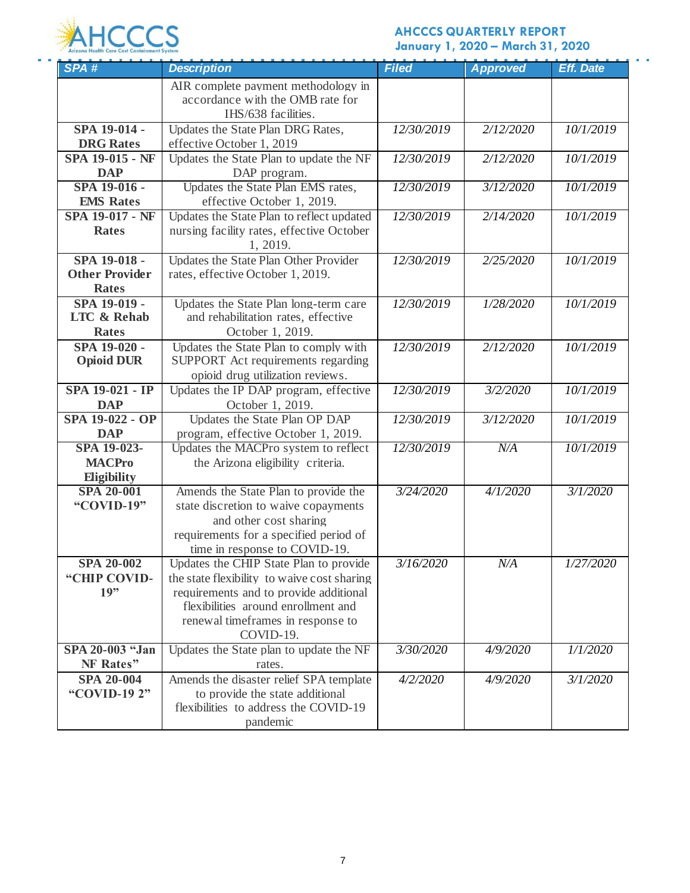| SPA # | Description | Filed | Approved | Eff. Date |
|---|---|---|---|---|
| | AIR complete payment methodology in accordance with the OMB rate for IHS/638 facilities. | | | |
| **SPA 19-014 - DRG Rates** | Updates the State Plan DRG Rates, effective October 1, 2019 | *12/30/2019* | *2/12/2020* | *10/1/2019* |
| **SPA 19-015 - NF DAP** | Updates the State Plan to update the NF DAP program. | *12/30/2019* | *2/12/2020* | *10/1/2019* |
| **SPA 19-016 - EMS Rates** | Updates the State Plan EMS rates, effective October 1, 2019. | *12/30/2019* | *3/12/2020* | *10/1/2019* |
| **SPA 19-017 - NF Rates** | Updates the State Plan to reflect updated nursing facility rates, effective October 1, 2019. | *12/30/2019* | *2/14/2020* | *10/1/2019* |
| **SPA 19-018 - Other Provider Rates** | Updates the State Plan Other Provider rates, effective October 1, 2019. | *12/30/2019* | *2/25/2020* | *10/1/2019* |
| **SPA 19-019 - LTC & Rehab Rates** | Updates the State Plan long-term care and rehabilitation rates, effective October 1, 2019. | *12/30/2019* | *1/28/2020* | *10/1/2019* |
| **SPA 19-020 - Opioid DUR** | Updates the State Plan to comply with SUPPORT Act requirements regarding opioid drug utilization reviews. | *12/30/2019* | *2/12/2020* | *10/1/2019* |
| **SPA 19-021 - IP DAP** | Updates the IP DAP program, effective October 1, 2019. | *12/30/2019* | *3/2/2020* | *10/1/2019* |
| **SPA 19-022 - OP DAP** | Updates the State Plan OP DAP program, effective October 1, 2019. | *12/30/2019* | *3/12/2020* | *10/1/2019* |
| **SPA 19-023- MACPro Eligibility** | Updates the MACPro system to reflect the Arizona eligibility criteria. | *12/30/2019* | *N/A* | *10/1/2019* |
| **SPA 20-001 "COVID-19"** | Amends the State Plan to provide the state discretion to waive copayments and other cost sharing requirements for a specified period of time in response to COVID-19. | *3/24/2020* | *4/1/2020* | *3/1/2020* |
| **SPA 20-002 "CHIP COVID-19"** | Updates the CHIP State Plan to provide the state flexibility to waive cost sharing requirements and to provide additional flexibilities around enrollment and renewal timeframes in response to COVID-19. | *3/16/2020* | *N/A* | *1/27/2020* |
| **SPA 20-003 "Jan NF Rates"** | Updates the State plan to update the NF rates. | *3/30/2020* | *4/9/2020* | *1/1/2020* |
| **SPA 20-004 "COVID-19 2"** | Amends the disaster relief SPA template to provide the state additional flexibilities to address the COVID-19 pandemic | *4/2/2020* | *4/9/2020* | *3/1/2020* |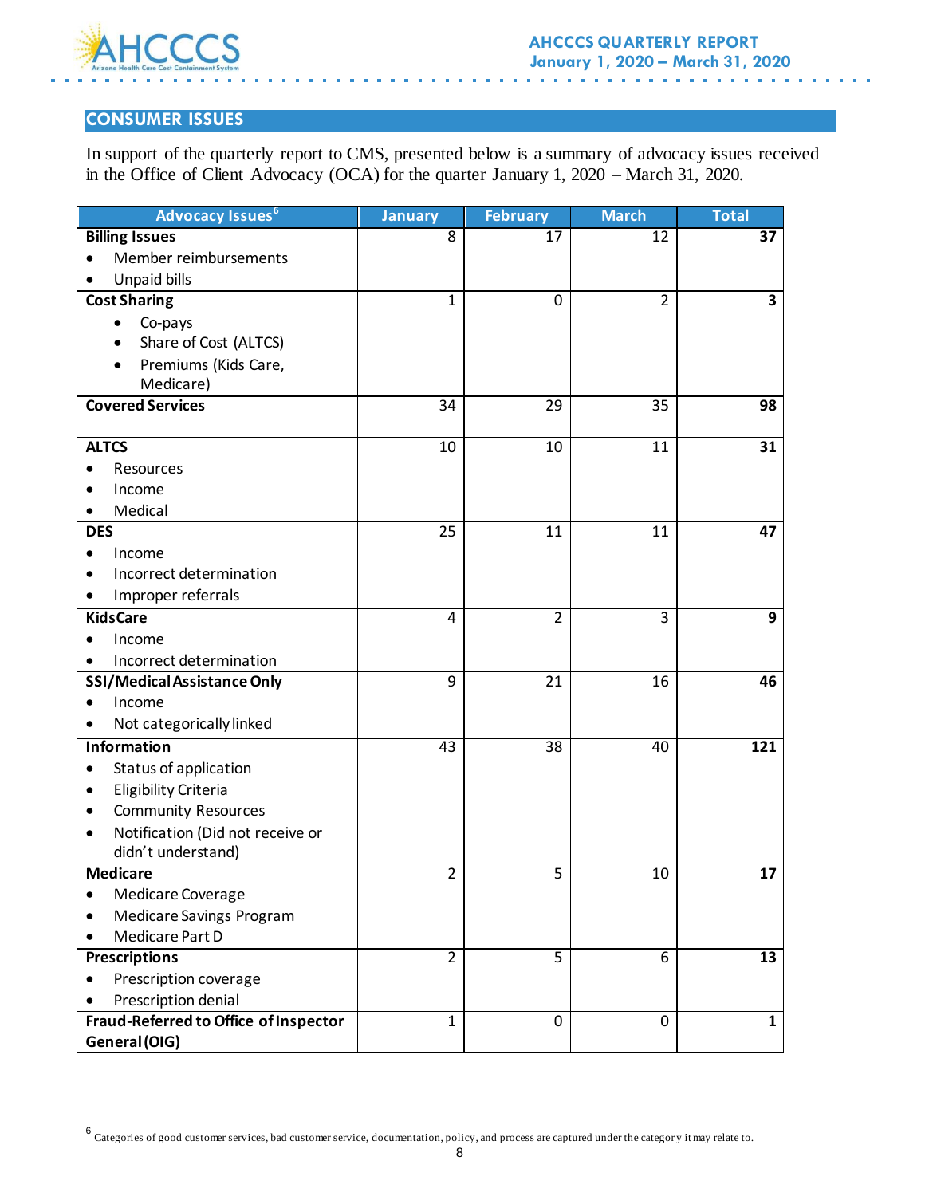## CONSUMER ISSUES

In support of the quarterly report to CMS, presented below is a summary of advocacy issues received in the Office of Client Advocacy (OCA) for the quarter January 1, 2020 – March 31, 2020.

| Advocacy Issues[6] | January | February | March | Total |
|---|---|---|---|---|
| **Billing Issues**<br>• Member reimbursements<br>• Unpaid bills | 8 | 17 | 12 | **37** |
| **Cost Sharing**<br>• Co-pays<br>• Share of Cost (ALTCS)<br>• Premiums (Kids Care, Medicare) | 1 | 0 | 2 | **3** |
| **Covered Services** | 34 | 29 | 35 | **98** |
| **ALTCS**<br>• Resources<br>• Income<br>• Medical | 10 | 10 | 11 | **31** |
| **DES**<br>• Income<br>• Incorrect determination<br>• Improper referrals | 25 | 11 | 11 | **47** |
| **KidsCare**<br>• Income<br>• Incorrect determination | 4 | 2 | 3 | **9** |
| **SSI/Medical Assistance Only**<br>• Income<br>• Not categorically linked | 9 | 21 | 16 | **46** |
| **Information**<br>• Status of application<br>• Eligibility Criteria<br>• Community Resources<br>• Notification (Did not receive or didn't understand) | 43 | 38 | 40 | **121** |
| **Medicare**<br>• Medicare Coverage<br>• Medicare Savings Program<br>• Medicare Part D | 2 | 5 | 10 | **17** |
| **Prescriptions**<br>• Prescription coverage<br>• Prescription denial | 2 | 5 | 6 | **13** |
| **Fraud-Referred to Office of Inspector General (OIG)** | 1 | 0 | 0 | **1** |

[6] Categories of good customer services, bad customer service, documentation, policy, and process are captured under the category it may relate to.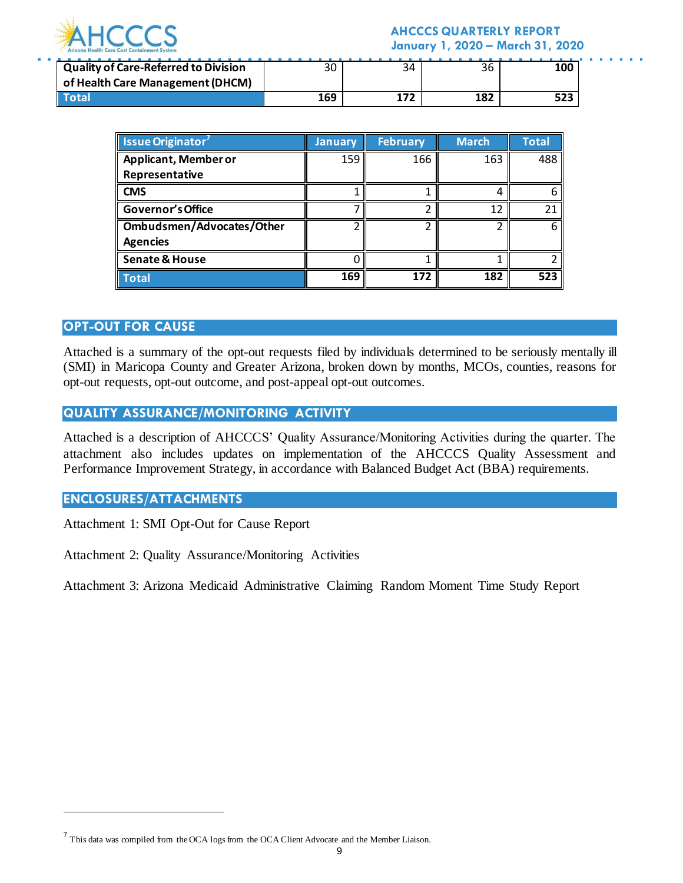| | | | | |
|---|---|---|---|---|
| Quality of Care-Referred to Division of Health Care Management (DHCM) | 30 | 34 | 36 | **100** |
| **Total** | **169** | **172** | **182** | **523** |

| Issue Originator[7] | January | February | March | Total |
|---|---|---|---|---|
| Applicant, Member or Representative | 159 | 166 | 163 | 488 |
| CMS | 1 | 1 | 4 | 6 |
| Governor's Office | 7 | 2 | 12 | 21 |
| Ombudsmen/Advocates/Other Agencies | 2 | 2 | 2 | 6 |
| Senate & House | 0 | 1 | 1 | 2 |
| **Total** | **169** | **172** | **182** | **523** |

## OPT-OUT FOR CAUSE

Attached is a summary of the opt-out requests filed by individuals determined to be seriously mentally ill (SMI) in Maricopa County and Greater Arizona, broken down by months, MCOs, counties, reasons for opt-out requests, opt-out outcome, and post-appeal opt-out outcomes.

## QUALITY ASSURANCE/MONITORING ACTIVITY

Attached is a description of AHCCCS' Quality Assurance/Monitoring Activities during the quarter. The attachment also includes updates on implementation of the AHCCCS Quality Assessment and Performance Improvement Strategy, in accordance with Balanced Budget Act (BBA) requirements.

## ENCLOSURES/ATTACHMENTS

Attachment 1: SMI Opt-Out for Cause Report

Attachment 2: Quality Assurance/Monitoring Activities

Attachment 3: Arizona Medicaid Administrative Claiming Random Moment Time Study Report

---

[7] This data was compiled from the OCA logs from the OCA Client Advocate and the Member Liaison.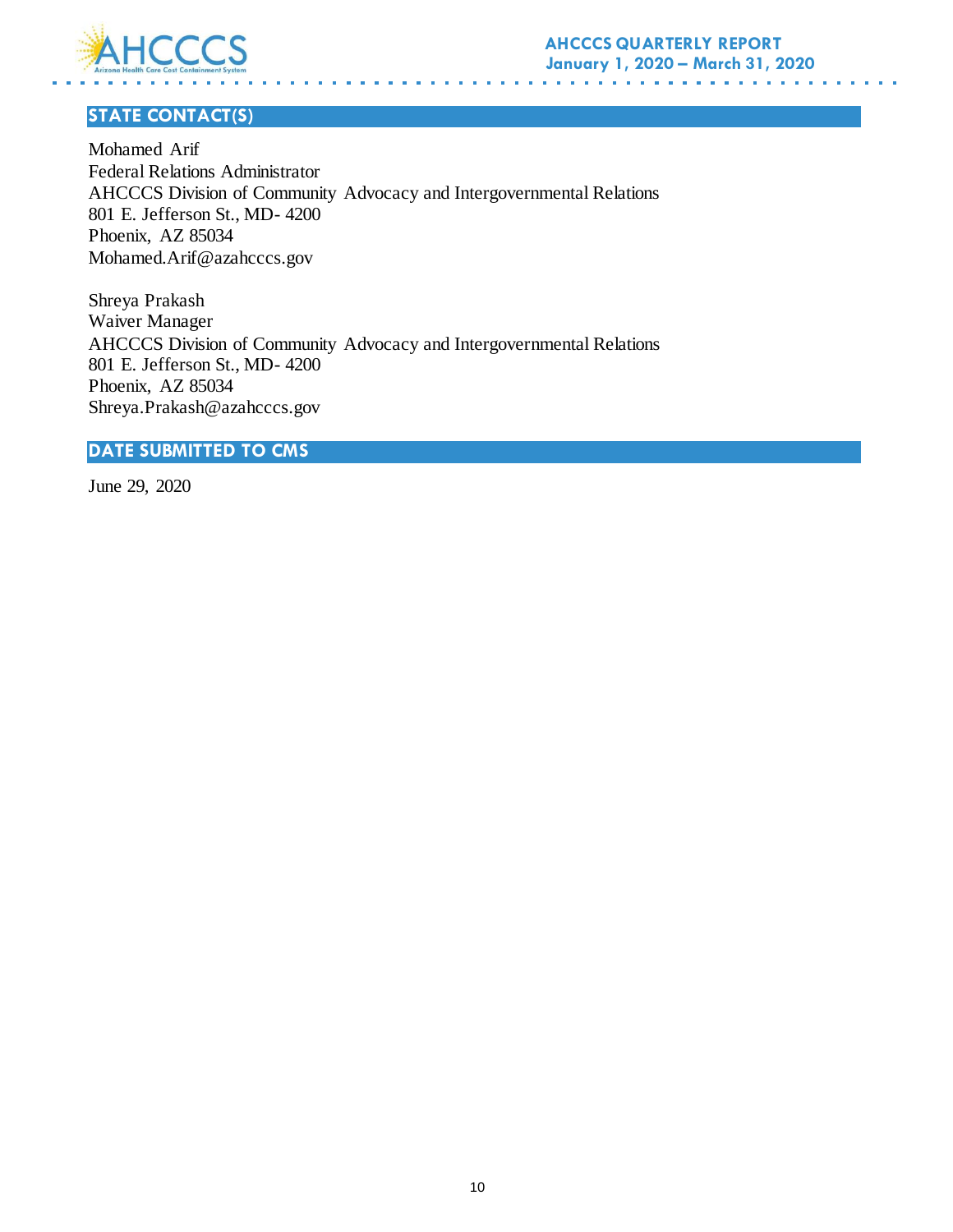## STATE CONTACT(S)

Mohamed Arif
Federal Relations Administrator
AHCCCS Division of Community Advocacy and Intergovernmental Relations
801 E. Jefferson St., MD- 4200
Phoenix, AZ 85034
Mohamed.Arif@azahcccs.gov

Shreya Prakash
Waiver Manager
AHCCCS Division of Community Advocacy and Intergovernmental Relations
801 E. Jefferson St., MD- 4200
Phoenix, AZ 85034
Shreya.Prakash@azahcccs.gov

## DATE SUBMITTED TO CMS

June 29, 2020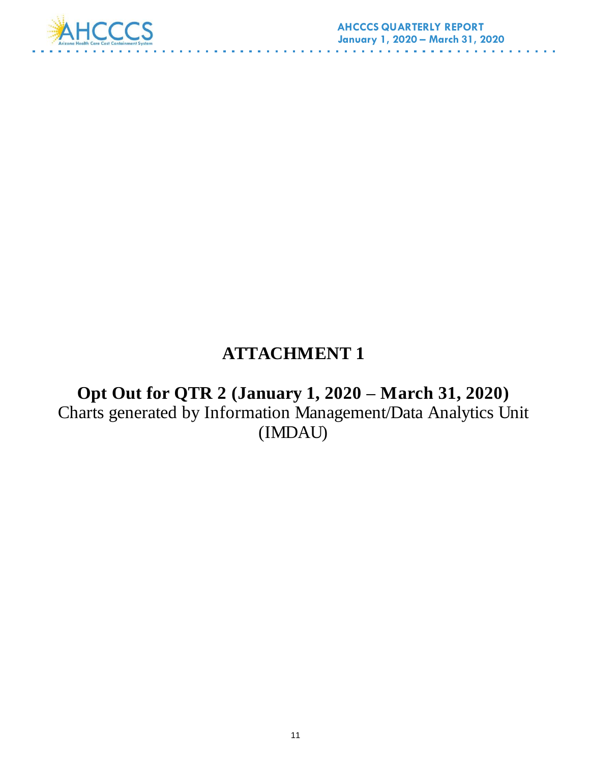# ATTACHMENT 1

## Opt Out for QTR 2 (January 1, 2020 – March 31, 2020)

Charts generated by Information Management/Data Analytics Unit (IMDAU)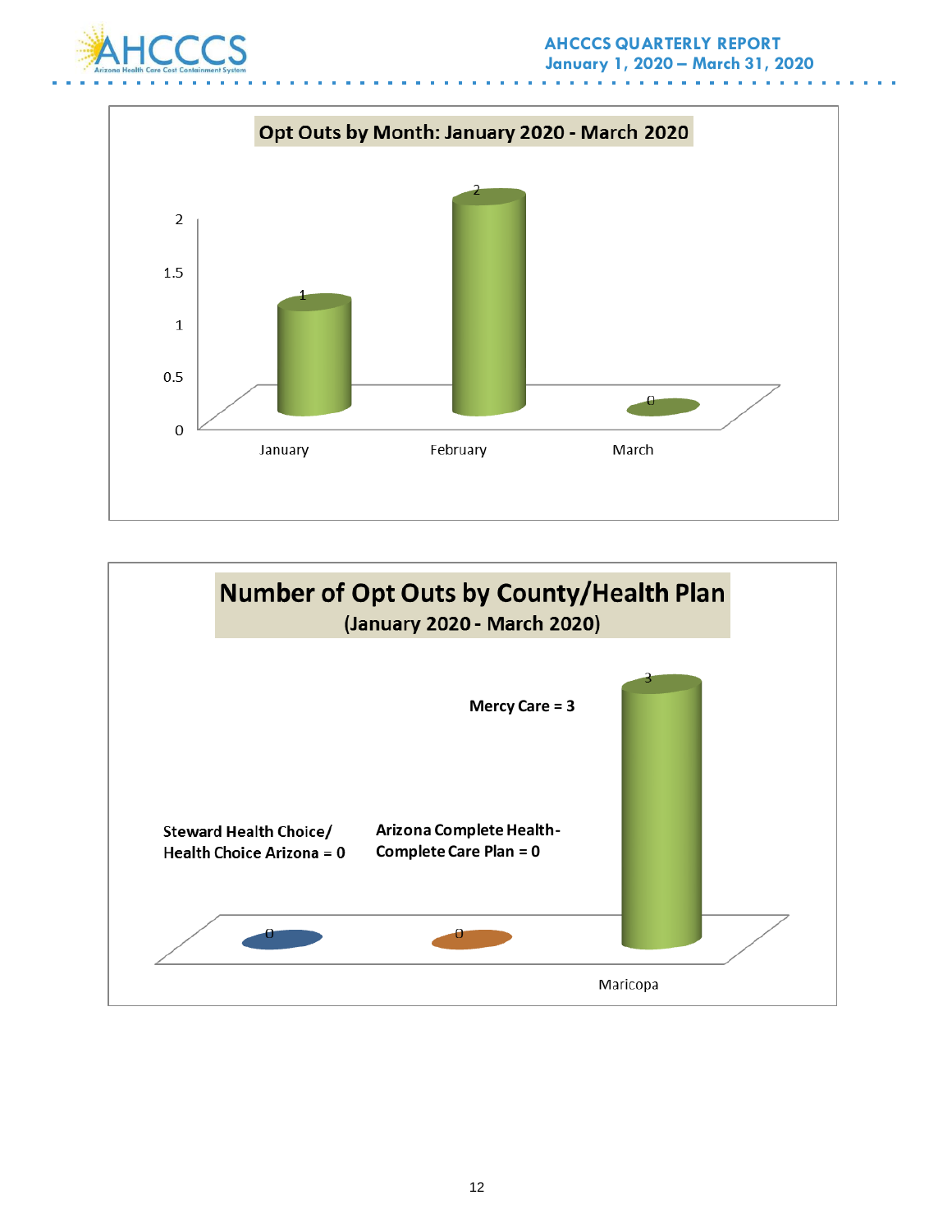**Opt Outs by Month: January 2020 - March 2020**

| Month | Opt Outs |
|---|---|
| January | 1 |
| February | 2 |
| March | 0 |

**Number of Opt Outs by County/Health Plan**
**(January 2020 - March 2020)**

Steward Health Choice/ Health Choice Arizona = 0

Arizona Complete Health-Complete Care Plan = 0

Mercy Care = 3

| County | Steward Health Choice/ Health Choice Arizona | Arizona Complete Health-Complete Care Plan | Mercy Care |
|---|---|---|---|
| Maricopa | 0 | 0 | 3 |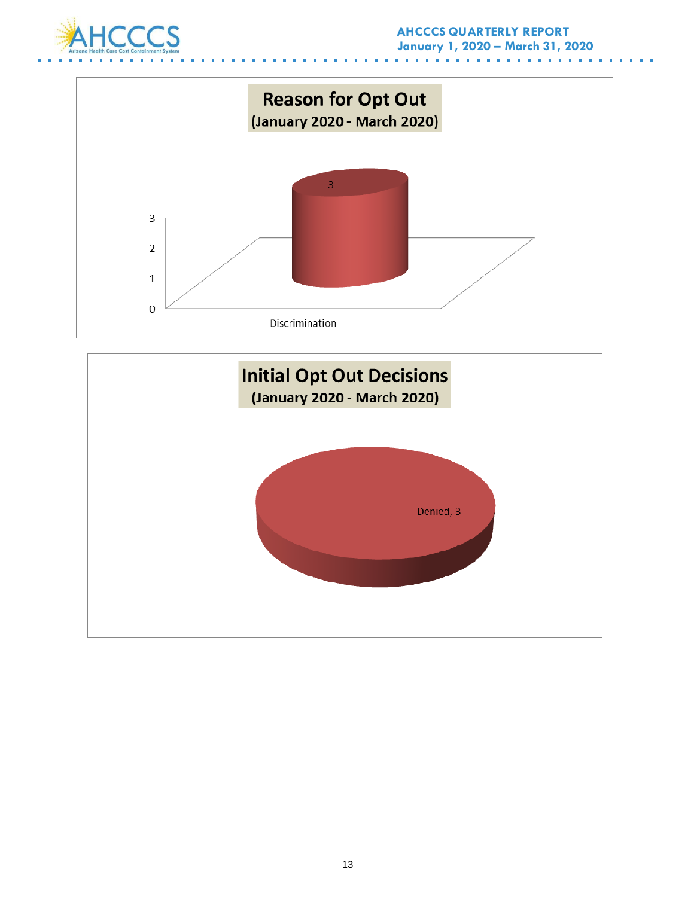## Reason for Opt Out

(January 2020 - March 2020)

| Reason | Count |
|---|---|
| Discrimination | 3 |

## Initial Opt Out Decisions

(January 2020 - March 2020)

| Decision | Count |
|---|---|
| Denied | 3 |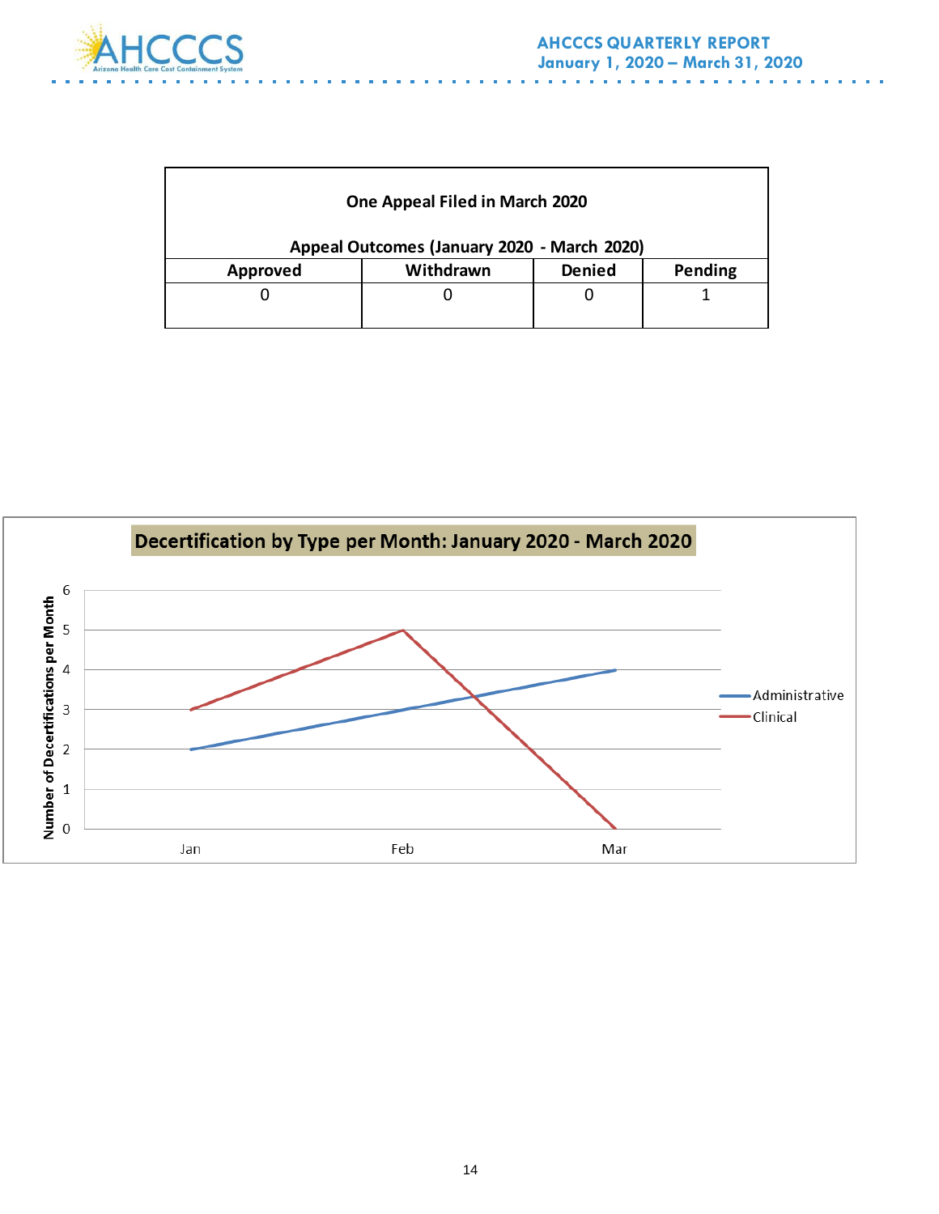| One Appeal Filed in March 2020 | | | |
|---|---|---|---|
| **Appeal Outcomes (January 2020 - March 2020)** | | | |
| **Approved** | **Withdrawn** | **Denied** | **Pending** |
| 0 | 0 | 0 | 1 |

**Decertification by Type per Month: January 2020 - March 2020**

| Month | Administrative | Clinical |
|---|---|---|
| Jan | 2 | 3 |
| Feb | 3 | 5 |
| Mar | 4 | 0 |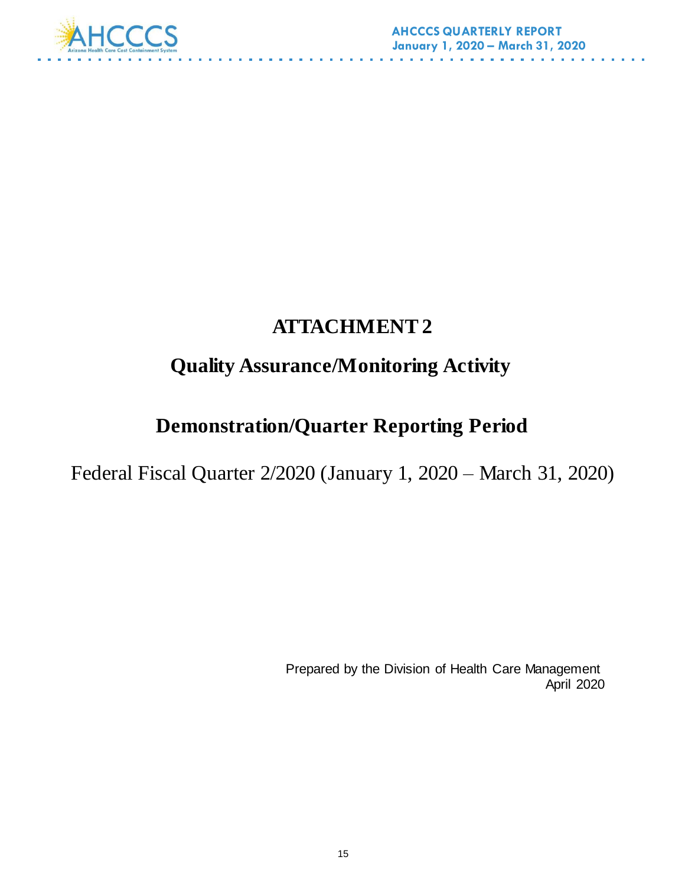# ATTACHMENT 2

## Quality Assurance/Monitoring Activity

## Demonstration/Quarter Reporting Period

Federal Fiscal Quarter 2/2020 (January 1, 2020 – March 31, 2020)

Prepared by the Division of Health Care Management
April 2020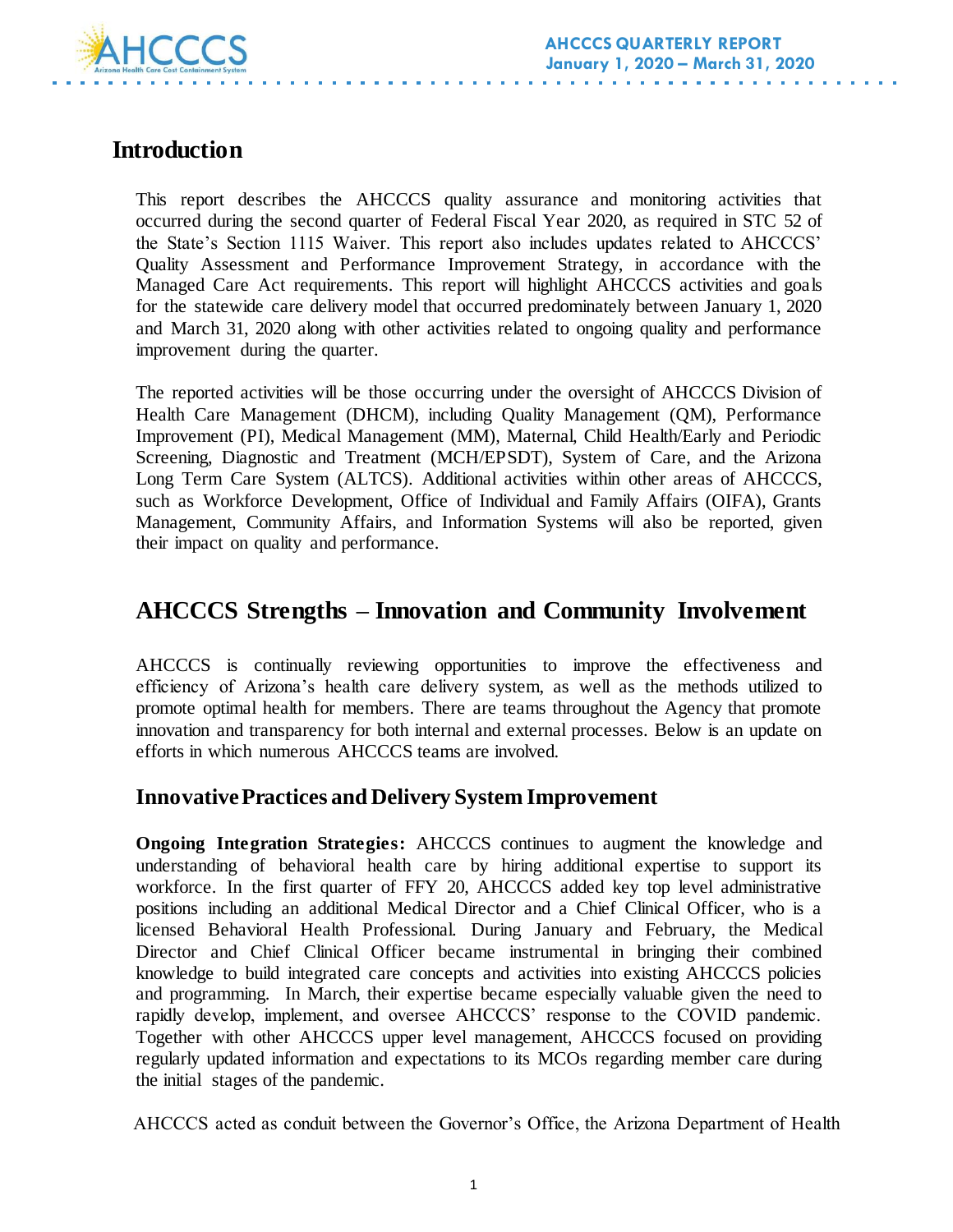## Introduction

This report describes the AHCCCS quality assurance and monitoring activities that occurred during the second quarter of Federal Fiscal Year 2020, as required in STC 52 of the State's Section 1115 Waiver. This report also includes updates related to AHCCCS' Quality Assessment and Performance Improvement Strategy, in accordance with the Managed Care Act requirements. This report will highlight AHCCCS activities and goals for the statewide care delivery model that occurred predominately between January 1, 2020 and March 31, 2020 along with other activities related to ongoing quality and performance improvement during the quarter.

The reported activities will be those occurring under the oversight of AHCCCS Division of Health Care Management (DHCM), including Quality Management (QM), Performance Improvement (PI), Medical Management (MM), Maternal, Child Health/Early and Periodic Screening, Diagnostic and Treatment (MCH/EPSDT), System of Care, and the Arizona Long Term Care System (ALTCS). Additional activities within other areas of AHCCCS, such as Workforce Development, Office of Individual and Family Affairs (OIFA), Grants Management, Community Affairs, and Information Systems will also be reported, given their impact on quality and performance.

## AHCCCS Strengths – Innovation and Community Involvement

AHCCCS is continually reviewing opportunities to improve the effectiveness and efficiency of Arizona's health care delivery system, as well as the methods utilized to promote optimal health for members. There are teams throughout the Agency that promote innovation and transparency for both internal and external processes. Below is an update on efforts in which numerous AHCCCS teams are involved.

### Innovative Practices and Delivery System Improvement

**Ongoing Integration Strategies:** AHCCCS continues to augment the knowledge and understanding of behavioral health care by hiring additional expertise to support its workforce. In the first quarter of FFY 20, AHCCCS added key top level administrative positions including an additional Medical Director and a Chief Clinical Officer, who is a licensed Behavioral Health Professional. During January and February, the Medical Director and Chief Clinical Officer became instrumental in bringing their combined knowledge to build integrated care concepts and activities into existing AHCCCS policies and programming. In March, their expertise became especially valuable given the need to rapidly develop, implement, and oversee AHCCCS' response to the COVID pandemic. Together with other AHCCCS upper level management, AHCCCS focused on providing regularly updated information and expectations to its MCOs regarding member care during the initial stages of the pandemic.

AHCCCS acted as conduit between the Governor's Office, the Arizona Department of Health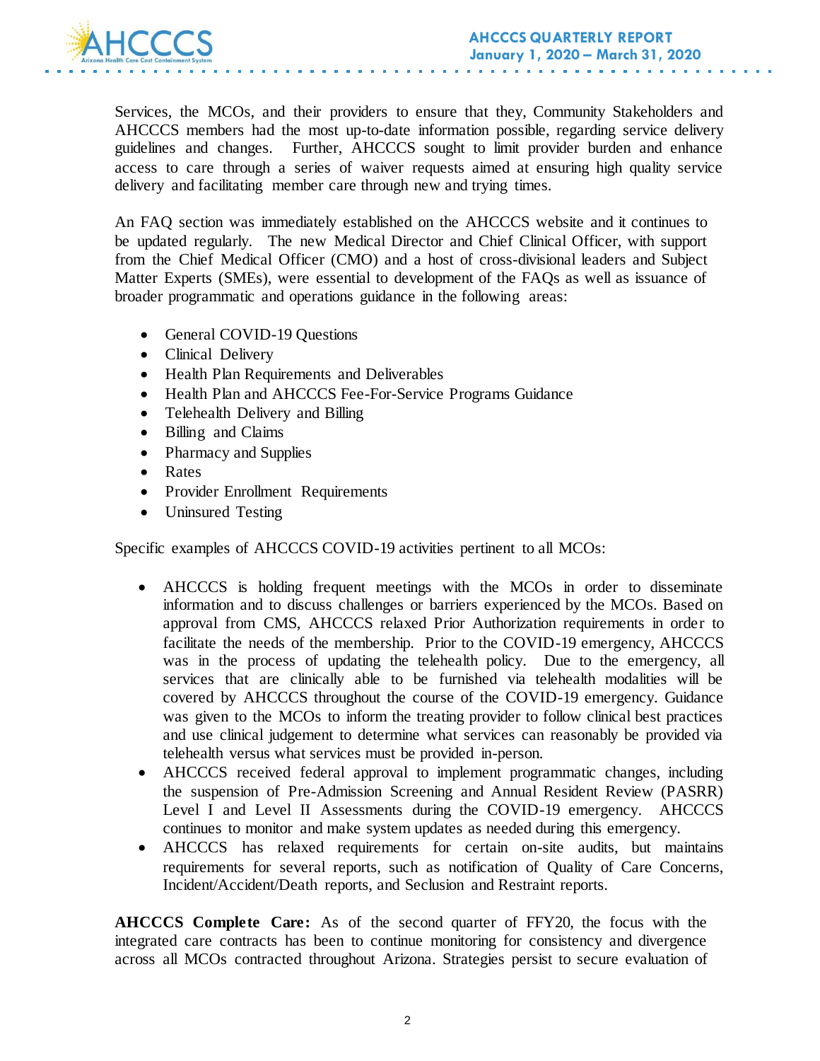Services, the MCOs, and their providers to ensure that they, Community Stakeholders and AHCCCS members had the most up-to-date information possible, regarding service delivery guidelines and changes. Further, AHCCCS sought to limit provider burden and enhance access to care through a series of waiver requests aimed at ensuring high quality service delivery and facilitating member care through new and trying times.

An FAQ section was immediately established on the AHCCCS website and it continues to be updated regularly. The new Medical Director and Chief Clinical Officer, with support from the Chief Medical Officer (CMO) and a host of cross-divisional leaders and Subject Matter Experts (SMEs), were essential to development of the FAQs as well as issuance of broader programmatic and operations guidance in the following areas:

- General COVID-19 Questions
- Clinical Delivery
- Health Plan Requirements and Deliverables
- Health Plan and AHCCCS Fee-For-Service Programs Guidance
- Telehealth Delivery and Billing
- Billing and Claims
- Pharmacy and Supplies
- Rates
- Provider Enrollment Requirements
- Uninsured Testing

Specific examples of AHCCCS COVID-19 activities pertinent to all MCOs:

- AHCCCS is holding frequent meetings with the MCOs in order to disseminate information and to discuss challenges or barriers experienced by the MCOs. Based on approval from CMS, AHCCCS relaxed Prior Authorization requirements in order to facilitate the needs of the membership. Prior to the COVID-19 emergency, AHCCCS was in the process of updating the telehealth policy. Due to the emergency, all services that are clinically able to be furnished via telehealth modalities will be covered by AHCCCS throughout the course of the COVID-19 emergency. Guidance was given to the MCOs to inform the treating provider to follow clinical best practices and use clinical judgement to determine what services can reasonably be provided via telehealth versus what services must be provided in-person.
- AHCCCS received federal approval to implement programmatic changes, including the suspension of Pre-Admission Screening and Annual Resident Review (PASRR) Level I and Level II Assessments during the COVID-19 emergency. AHCCCS continues to monitor and make system updates as needed during this emergency.
- AHCCCS has relaxed requirements for certain on-site audits, but maintains requirements for several reports, such as notification of Quality of Care Concerns, Incident/Accident/Death reports, and Seclusion and Restraint reports.

**AHCCCS Complete Care:** As of the second quarter of FFY20, the focus with the integrated care contracts has been to continue monitoring for consistency and divergence across all MCOs contracted throughout Arizona. Strategies persist to secure evaluation of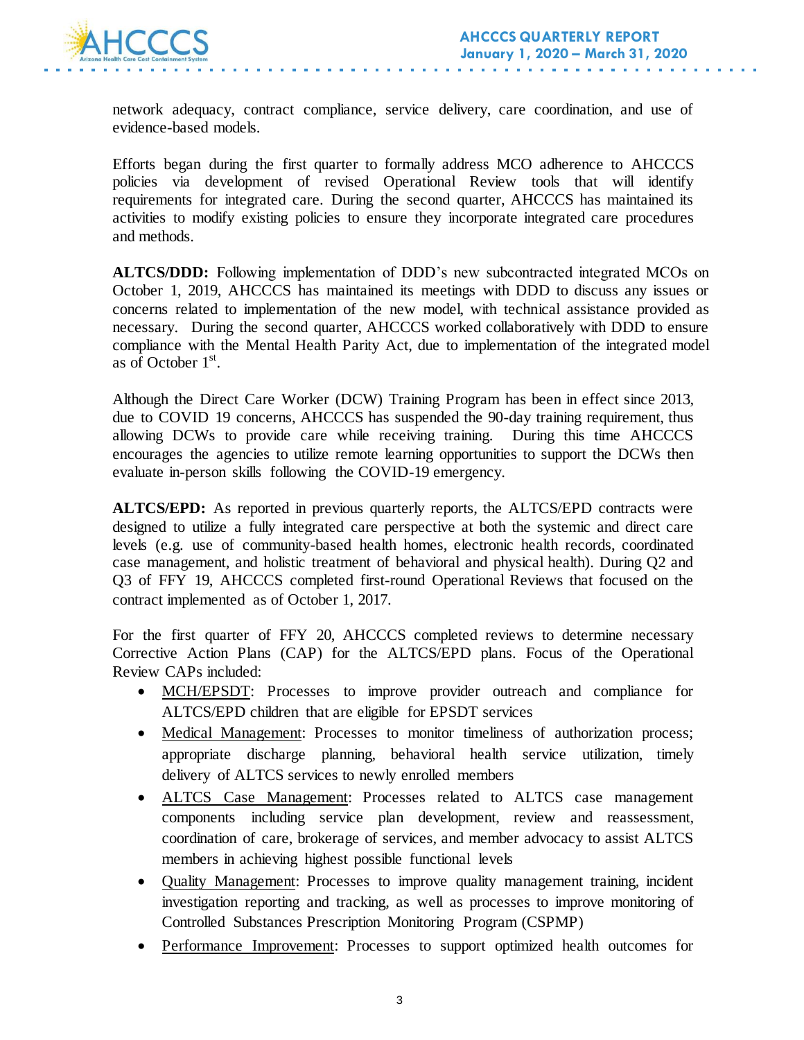network adequacy, contract compliance, service delivery, care coordination, and use of evidence-based models.

Efforts began during the first quarter to formally address MCO adherence to AHCCCS policies via development of revised Operational Review tools that will identify requirements for integrated care. During the second quarter, AHCCCS has maintained its activities to modify existing policies to ensure they incorporate integrated care procedures and methods.

**ALTCS/DDD:** Following implementation of DDD's new subcontracted integrated MCOs on October 1, 2019, AHCCCS has maintained its meetings with DDD to discuss any issues or concerns related to implementation of the new model, with technical assistance provided as necessary. During the second quarter, AHCCCS worked collaboratively with DDD to ensure compliance with the Mental Health Parity Act, due to implementation of the integrated model as of October 1st.

Although the Direct Care Worker (DCW) Training Program has been in effect since 2013, due to COVID 19 concerns, AHCCCS has suspended the 90-day training requirement, thus allowing DCWs to provide care while receiving training. During this time AHCCCS encourages the agencies to utilize remote learning opportunities to support the DCWs then evaluate in-person skills following the COVID-19 emergency.

**ALTCS/EPD:** As reported in previous quarterly reports, the ALTCS/EPD contracts were designed to utilize a fully integrated care perspective at both the systemic and direct care levels (e.g. use of community-based health homes, electronic health records, coordinated case management, and holistic treatment of behavioral and physical health). During Q2 and Q3 of FFY 19, AHCCCS completed first-round Operational Reviews that focused on the contract implemented as of October 1, 2017.

For the first quarter of FFY 20, AHCCCS completed reviews to determine necessary Corrective Action Plans (CAP) for the ALTCS/EPD plans. Focus of the Operational Review CAPs included:

- MCH/EPSDT: Processes to improve provider outreach and compliance for ALTCS/EPD children that are eligible for EPSDT services
- Medical Management: Processes to monitor timeliness of authorization process; appropriate discharge planning, behavioral health service utilization, timely delivery of ALTCS services to newly enrolled members
- ALTCS Case Management: Processes related to ALTCS case management components including service plan development, review and reassessment, coordination of care, brokerage of services, and member advocacy to assist ALTCS members in achieving highest possible functional levels
- Quality Management: Processes to improve quality management training, incident investigation reporting and tracking, as well as processes to improve monitoring of Controlled Substances Prescription Monitoring Program (CSPMP)
- Performance Improvement: Processes to support optimized health outcomes for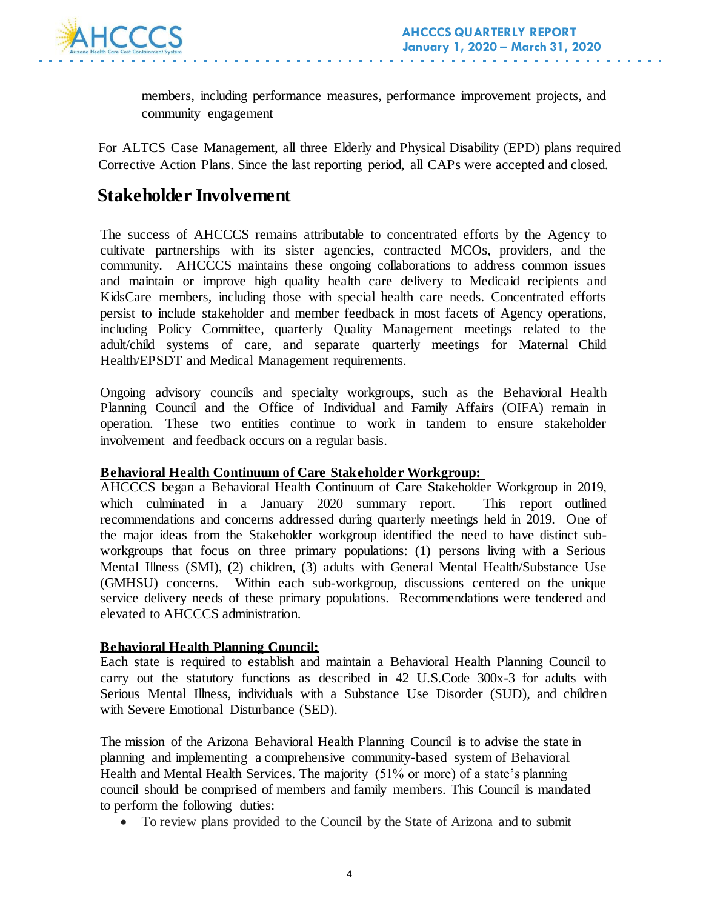members, including performance measures, performance improvement projects, and community engagement

For ALTCS Case Management, all three Elderly and Physical Disability (EPD) plans required Corrective Action Plans. Since the last reporting period, all CAPs were accepted and closed.

## Stakeholder Involvement

The success of AHCCCS remains attributable to concentrated efforts by the Agency to cultivate partnerships with its sister agencies, contracted MCOs, providers, and the community. AHCCCS maintains these ongoing collaborations to address common issues and maintain or improve high quality health care delivery to Medicaid recipients and KidsCare members, including those with special health care needs. Concentrated efforts persist to include stakeholder and member feedback in most facets of Agency operations, including Policy Committee, quarterly Quality Management meetings related to the adult/child systems of care, and separate quarterly meetings for Maternal Child Health/EPSDT and Medical Management requirements.

Ongoing advisory councils and specialty workgroups, such as the Behavioral Health Planning Council and the Office of Individual and Family Affairs (OIFA) remain in operation. These two entities continue to work in tandem to ensure stakeholder involvement and feedback occurs on a regular basis.

**Behavioral Health Continuum of Care Stakeholder Workgroup:**
AHCCCS began a Behavioral Health Continuum of Care Stakeholder Workgroup in 2019, which culminated in a January 2020 summary report. This report outlined recommendations and concerns addressed during quarterly meetings held in 2019. One of the major ideas from the Stakeholder workgroup identified the need to have distinct sub-workgroups that focus on three primary populations: (1) persons living with a Serious Mental Illness (SMI), (2) children, (3) adults with General Mental Health/Substance Use (GMHSU) concerns. Within each sub-workgroup, discussions centered on the unique service delivery needs of these primary populations. Recommendations were tendered and elevated to AHCCCS administration.

**Behavioral Health Planning Council:**
Each state is required to establish and maintain a Behavioral Health Planning Council to carry out the statutory functions as described in 42 U.S.Code 300x-3 for adults with Serious Mental Illness, individuals with a Substance Use Disorder (SUD), and children with Severe Emotional Disturbance (SED).

The mission of the Arizona Behavioral Health Planning Council is to advise the state in planning and implementing a comprehensive community-based system of Behavioral Health and Mental Health Services. The majority (51% or more) of a state's planning council should be comprised of members and family members. This Council is mandated to perform the following duties:

- To review plans provided to the Council by the State of Arizona and to submit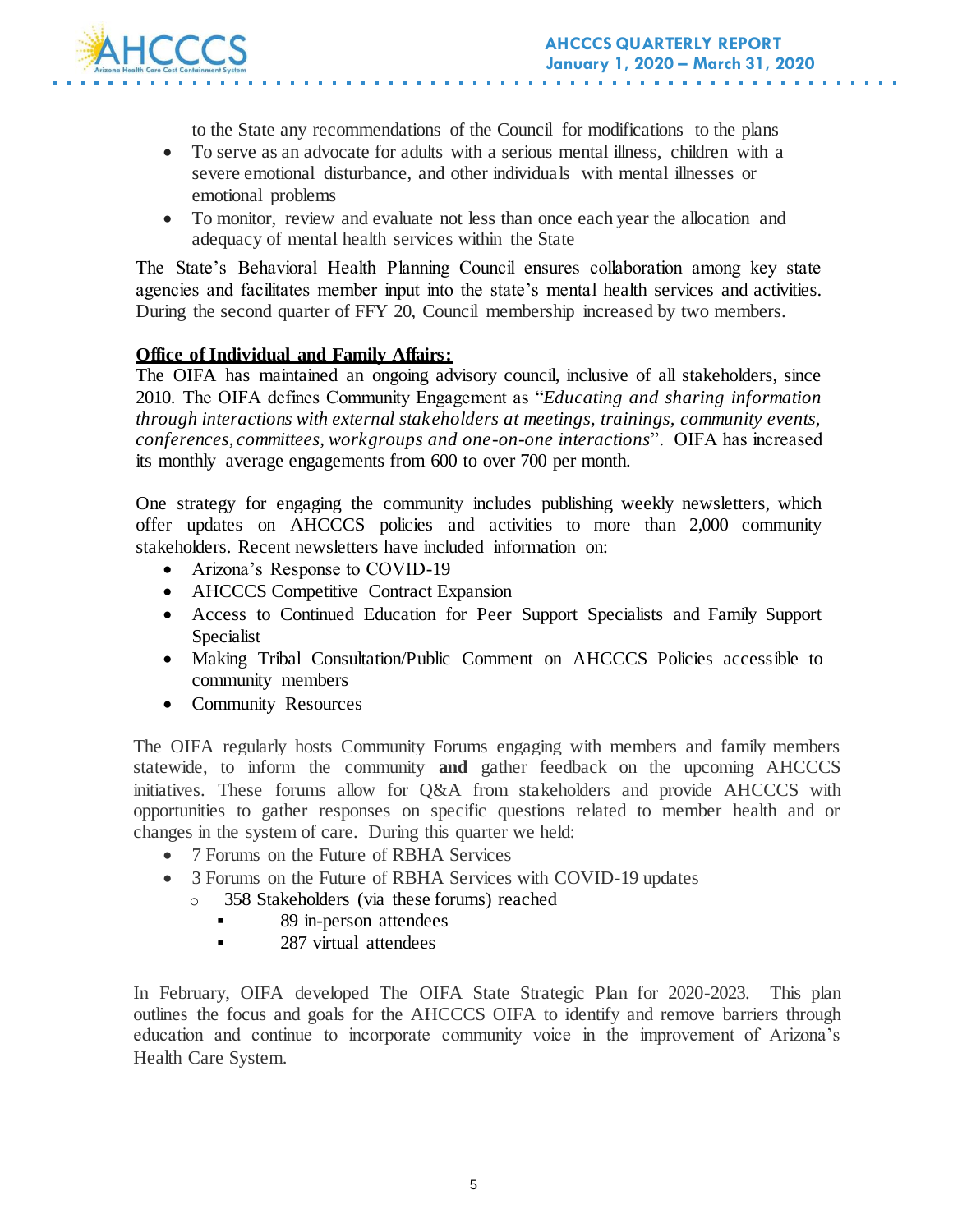to the State any recommendations of the Council for modifications to the plans

- To serve as an advocate for adults with a serious mental illness, children with a severe emotional disturbance, and other individuals with mental illnesses or emotional problems
- To monitor, review and evaluate not less than once each year the allocation and adequacy of mental health services within the State

The State's Behavioral Health Planning Council ensures collaboration among key state agencies and facilitates member input into the state's mental health services and activities. During the second quarter of FFY 20, Council membership increased by two members.

**Office of Individual and Family Affairs:**

The OIFA has maintained an ongoing advisory council, inclusive of all stakeholders, since 2010. The OIFA defines Community Engagement as "*Educating and sharing information through interactions with external stakeholders at meetings, trainings, community events, conferences, committees, workgroups and one-on-one interactions*". OIFA has increased its monthly average engagements from 600 to over 700 per month.

One strategy for engaging the community includes publishing weekly newsletters, which offer updates on AHCCCS policies and activities to more than 2,000 community stakeholders. Recent newsletters have included information on:

- Arizona's Response to COVID-19
- AHCCCS Competitive Contract Expansion
- Access to Continued Education for Peer Support Specialists and Family Support Specialist
- Making Tribal Consultation/Public Comment on AHCCCS Policies accessible to community members
- Community Resources

The OIFA regularly hosts Community Forums engaging with members and family members statewide, to inform the community **and** gather feedback on the upcoming AHCCCS initiatives. These forums allow for Q&A from stakeholders and provide AHCCCS with opportunities to gather responses on specific questions related to member health and or changes in the system of care. During this quarter we held:

- 7 Forums on the Future of RBHA Services
- 3 Forums on the Future of RBHA Services with COVID-19 updates
    - 358 Stakeholders (via these forums) reached
        - 89 in-person attendees
        - 287 virtual attendees

In February, OIFA developed The OIFA State Strategic Plan for 2020-2023. This plan outlines the focus and goals for the AHCCCS OIFA to identify and remove barriers through education and continue to incorporate community voice in the improvement of Arizona's Health Care System.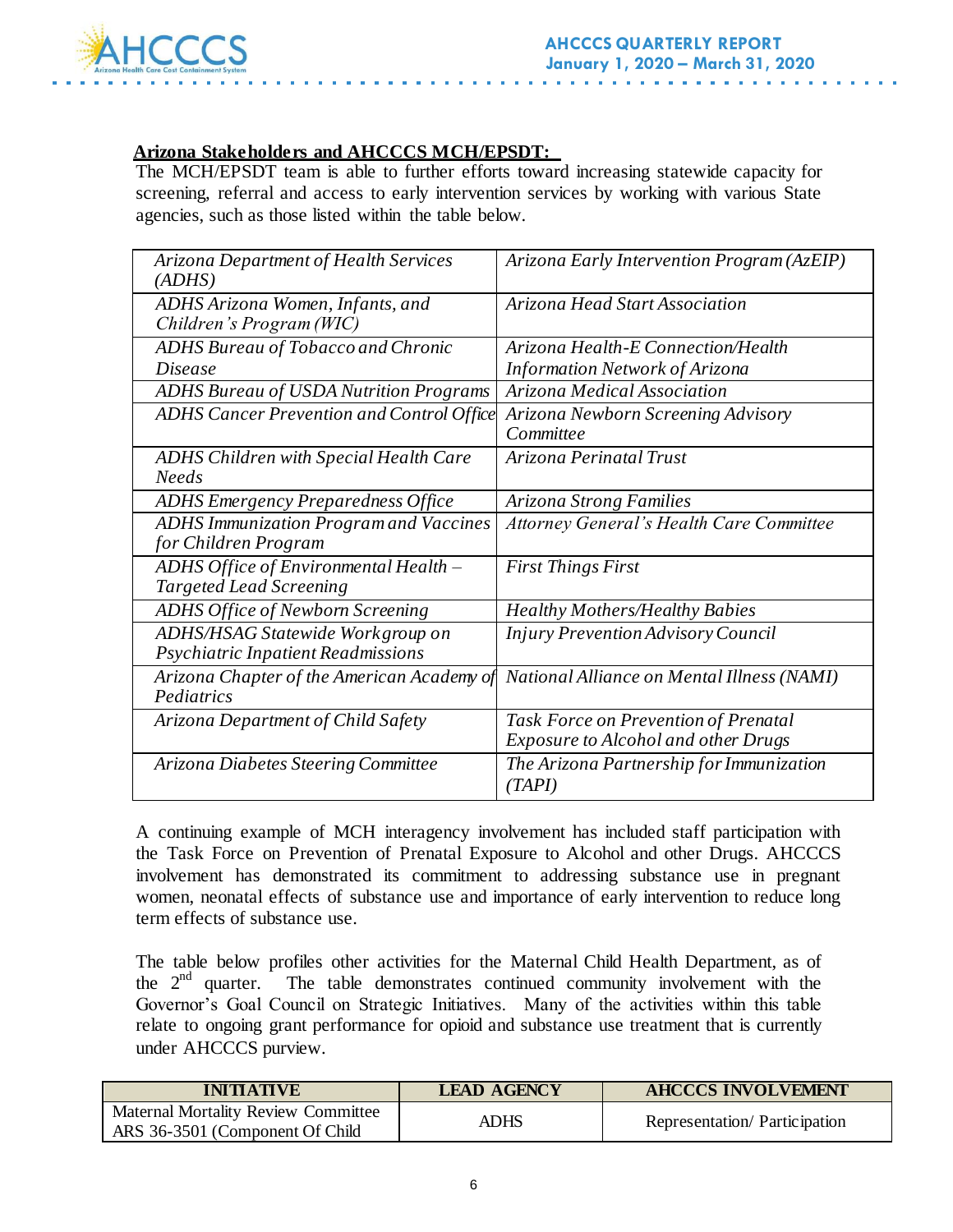**Arizona Stakeholders and AHCCCS MCH/EPSDT:**

The MCH/EPSDT team is able to further efforts toward increasing statewide capacity for screening, referral and access to early intervention services by working with various State agencies, such as those listed within the table below.

| | |
|---|---|
| *Arizona Department of Health Services (ADHS)* | *Arizona Early Intervention Program (AzEIP)* |
| *ADHS Arizona Women, Infants, and Children's Program (WIC)* | *Arizona Head Start Association* |
| *ADHS Bureau of Tobacco and Chronic Disease* | *Arizona Health-E Connection/Health Information Network of Arizona* |
| *ADHS Bureau of USDA Nutrition Programs* | *Arizona Medical Association* |
| *ADHS Cancer Prevention and Control Office* | *Arizona Newborn Screening Advisory Committee* |
| *ADHS Children with Special Health Care Needs* | *Arizona Perinatal Trust* |
| *ADHS Emergency Preparedness Office* | *Arizona Strong Families* |
| *ADHS Immunization Program and Vaccines for Children Program* | *Attorney General's Health Care Committee* |
| *ADHS Office of Environmental Health – Targeted Lead Screening* | *First Things First* |
| *ADHS Office of Newborn Screening* | *Healthy Mothers/Healthy Babies* |
| *ADHS/HSAG Statewide Workgroup on Psychiatric Inpatient Readmissions* | *Injury Prevention Advisory Council* |
| *Arizona Chapter of the American Academy of Pediatrics* | *National Alliance on Mental Illness (NAMI)* |
| *Arizona Department of Child Safety* | *Task Force on Prevention of Prenatal Exposure to Alcohol and other Drugs* |
| *Arizona Diabetes Steering Committee* | *The Arizona Partnership for Immunization (TAPI)* |

A continuing example of MCH interagency involvement has included staff participation with the Task Force on Prevention of Prenatal Exposure to Alcohol and other Drugs. AHCCCS involvement has demonstrated its commitment to addressing substance use in pregnant women, neonatal effects of substance use and importance of early intervention to reduce long term effects of substance use.

The table below profiles other activities for the Maternal Child Health Department, as of the 2nd quarter. The table demonstrates continued community involvement with the Governor's Goal Council on Strategic Initiatives. Many of the activities within this table relate to ongoing grant performance for opioid and substance use treatment that is currently under AHCCCS purview.

| INITIATIVE | LEAD AGENCY | AHCCCS INVOLVEMENT |
|---|---|---|
| Maternal Mortality Review Committee ARS 36-3501 (Component Of Child | ADHS | Representation/ Participation |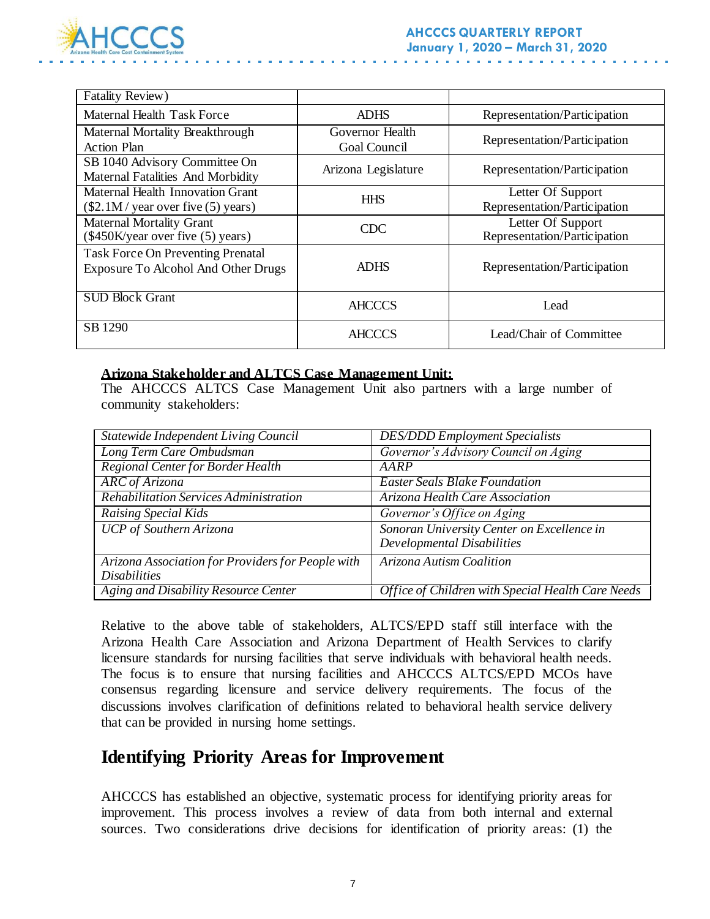| Fatality Review) | | |
|---|---|---|
| Maternal Health Task Force | ADHS | Representation/Participation |
| Maternal Mortality Breakthrough Action Plan | Governor Health Goal Council | Representation/Participation |
| SB 1040 Advisory Committee On Maternal Fatalities And Morbidity | Arizona Legislature | Representation/Participation |
| Maternal Health Innovation Grant ($2.1M / year over five (5) years) | HHS | Letter Of Support Representation/Participation |
| Maternal Mortality Grant ($450K/year over five (5) years) | CDC | Letter Of Support Representation/Participation |
| Task Force On Preventing Prenatal Exposure To Alcohol And Other Drugs | ADHS | Representation/Participation |
| SUD Block Grant | AHCCCS | Lead |
| SB 1290 | AHCCCS | Lead/Chair of Committee |

**Arizona Stakeholder and ALTCS Case Management Unit:**
The AHCCCS ALTCS Case Management Unit also partners with a large number of community stakeholders:

| | |
|---|---|
| *Statewide Independent Living Council* | *DES/DDD Employment Specialists* |
| *Long Term Care Ombudsman* | *Governor's Advisory Council on Aging* |
| *Regional Center for Border Health* | *AARP* |
| *ARC of Arizona* | *Easter Seals Blake Foundation* |
| *Rehabilitation Services Administration* | *Arizona Health Care Association* |
| *Raising Special Kids* | *Governor's Office on Aging* |
| *UCP of Southern Arizona* | *Sonoran University Center on Excellence in Developmental Disabilities* |
| *Arizona Association for Providers for People with Disabilities* | *Arizona Autism Coalition* |
| *Aging and Disability Resource Center* | *Office of Children with Special Health Care Needs* |

Relative to the above table of stakeholders, ALTCS/EPD staff still interface with the Arizona Health Care Association and Arizona Department of Health Services to clarify licensure standards for nursing facilities that serve individuals with behavioral health needs. The focus is to ensure that nursing facilities and AHCCCS ALTCS/EPD MCOs have consensus regarding licensure and service delivery requirements. The focus of the discussions involves clarification of definitions related to behavioral health service delivery that can be provided in nursing home settings.

## Identifying Priority Areas for Improvement

AHCCCS has established an objective, systematic process for identifying priority areas for improvement. This process involves a review of data from both internal and external sources. Two considerations drive decisions for identification of priority areas: (1) the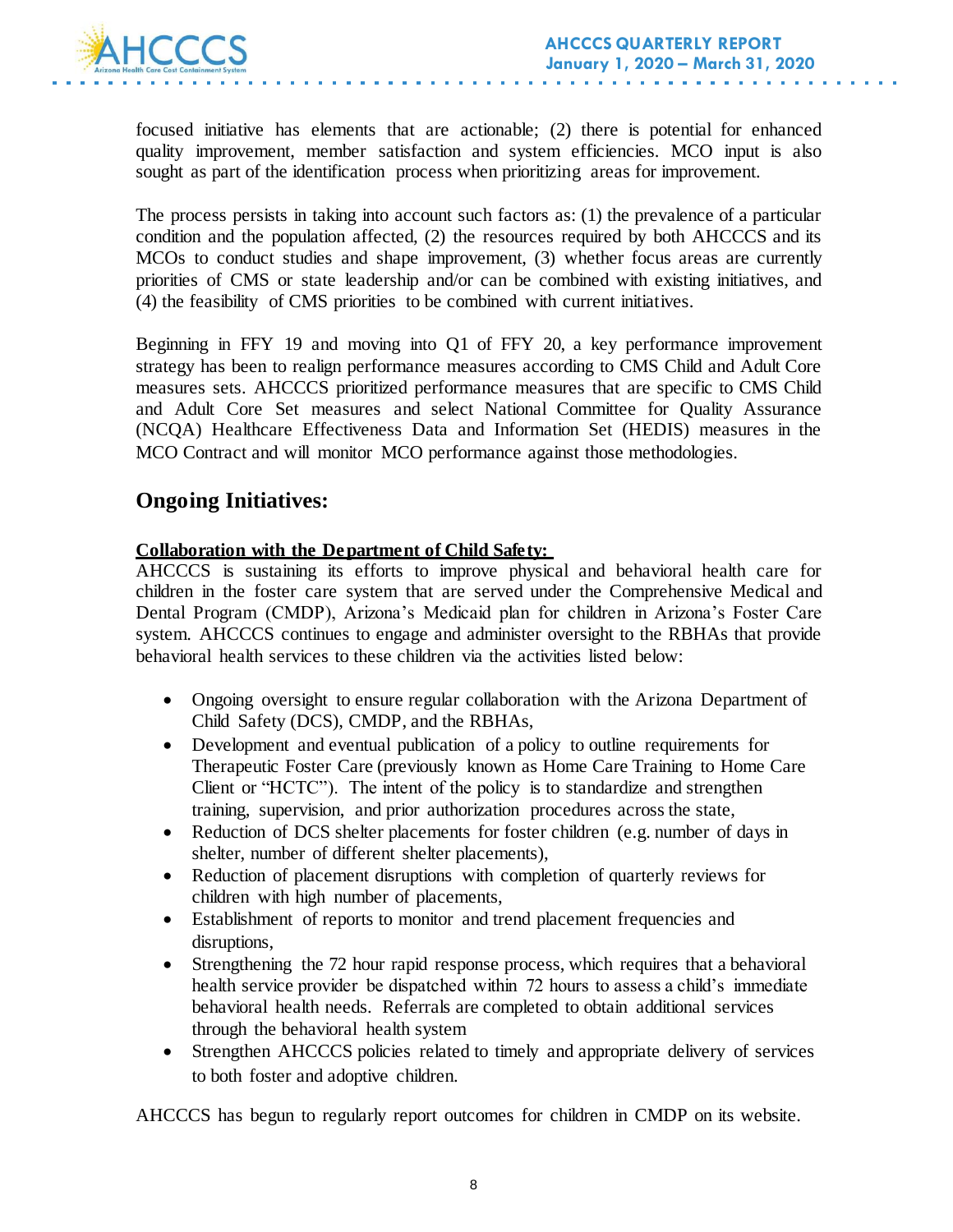focused initiative has elements that are actionable; (2) there is potential for enhanced quality improvement, member satisfaction and system efficiencies. MCO input is also sought as part of the identification process when prioritizing areas for improvement.

The process persists in taking into account such factors as: (1) the prevalence of a particular condition and the population affected, (2) the resources required by both AHCCCS and its MCOs to conduct studies and shape improvement, (3) whether focus areas are currently priorities of CMS or state leadership and/or can be combined with existing initiatives, and (4) the feasibility of CMS priorities to be combined with current initiatives.

Beginning in FFY 19 and moving into Q1 of FFY 20, a key performance improvement strategy has been to realign performance measures according to CMS Child and Adult Core measures sets. AHCCCS prioritized performance measures that are specific to CMS Child and Adult Core Set measures and select National Committee for Quality Assurance (NCQA) Healthcare Effectiveness Data and Information Set (HEDIS) measures in the MCO Contract and will monitor MCO performance against those methodologies.

## Ongoing Initiatives:

**Collaboration with the Department of Child Safety:**

AHCCCS is sustaining its efforts to improve physical and behavioral health care for children in the foster care system that are served under the Comprehensive Medical and Dental Program (CMDP), Arizona's Medicaid plan for children in Arizona's Foster Care system. AHCCCS continues to engage and administer oversight to the RBHAs that provide behavioral health services to these children via the activities listed below:

- Ongoing oversight to ensure regular collaboration with the Arizona Department of Child Safety (DCS), CMDP, and the RBHAs,
- Development and eventual publication of a policy to outline requirements for Therapeutic Foster Care (previously known as Home Care Training to Home Care Client or "HCTC"). The intent of the policy is to standardize and strengthen training, supervision, and prior authorization procedures across the state,
- Reduction of DCS shelter placements for foster children (e.g. number of days in shelter, number of different shelter placements),
- Reduction of placement disruptions with completion of quarterly reviews for children with high number of placements,
- Establishment of reports to monitor and trend placement frequencies and disruptions,
- Strengthening the 72 hour rapid response process, which requires that a behavioral health service provider be dispatched within 72 hours to assess a child's immediate behavioral health needs. Referrals are completed to obtain additional services through the behavioral health system
- Strengthen AHCCCS policies related to timely and appropriate delivery of services to both foster and adoptive children.

AHCCCS has begun to regularly report outcomes for children in CMDP on its website.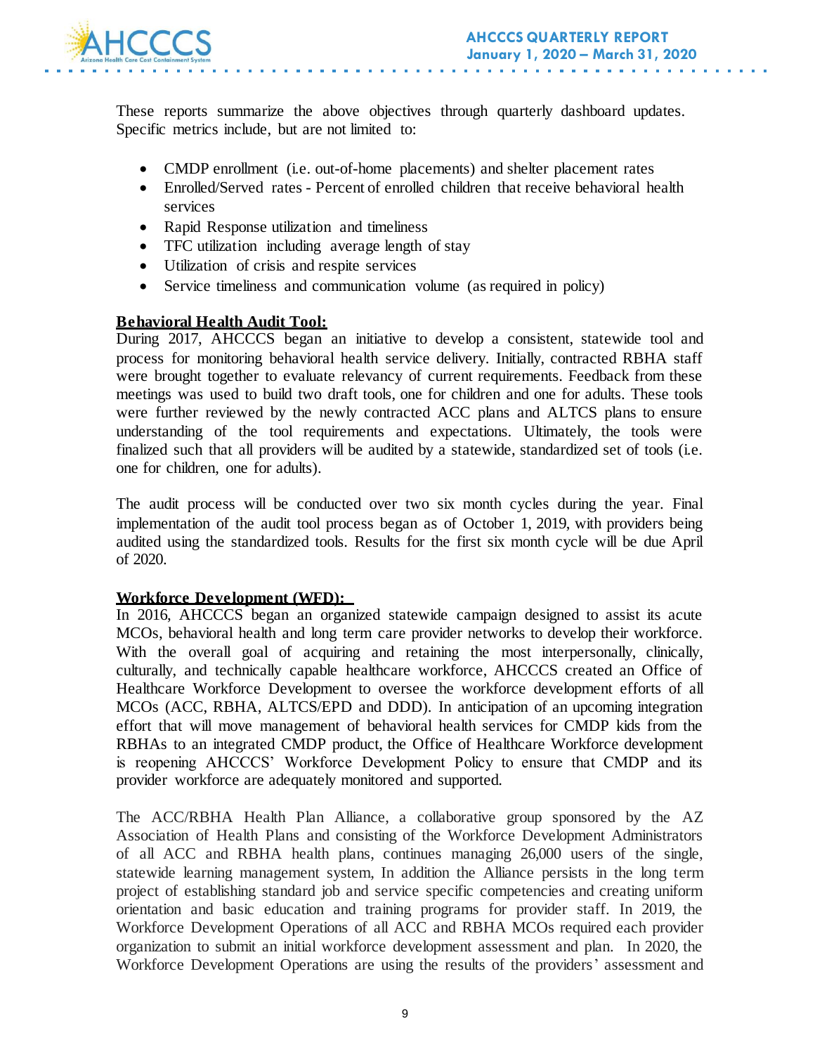These reports summarize the above objectives through quarterly dashboard updates. Specific metrics include, but are not limited to:

- CMDP enrollment (i.e. out-of-home placements) and shelter placement rates
- Enrolled/Served rates - Percent of enrolled children that receive behavioral health services
- Rapid Response utilization and timeliness
- TFC utilization including average length of stay
- Utilization of crisis and respite services
- Service timeliness and communication volume (as required in policy)

**Behavioral Health Audit Tool:**

During 2017, AHCCCS began an initiative to develop a consistent, statewide tool and process for monitoring behavioral health service delivery. Initially, contracted RBHA staff were brought together to evaluate relevancy of current requirements. Feedback from these meetings was used to build two draft tools, one for children and one for adults. These tools were further reviewed by the newly contracted ACC plans and ALTCS plans to ensure understanding of the tool requirements and expectations. Ultimately, the tools were finalized such that all providers will be audited by a statewide, standardized set of tools (i.e. one for children, one for adults).

The audit process will be conducted over two six month cycles during the year. Final implementation of the audit tool process began as of October 1, 2019, with providers being audited using the standardized tools. Results for the first six month cycle will be due April of 2020.

**Workforce Development (WFD):**

In 2016, AHCCCS began an organized statewide campaign designed to assist its acute MCOs, behavioral health and long term care provider networks to develop their workforce. With the overall goal of acquiring and retaining the most interpersonally, clinically, culturally, and technically capable healthcare workforce, AHCCCS created an Office of Healthcare Workforce Development to oversee the workforce development efforts of all MCOs (ACC, RBHA, ALTCS/EPD and DDD). In anticipation of an upcoming integration effort that will move management of behavioral health services for CMDP kids from the RBHAs to an integrated CMDP product, the Office of Healthcare Workforce development is reopening AHCCCS' Workforce Development Policy to ensure that CMDP and its provider workforce are adequately monitored and supported.

The ACC/RBHA Health Plan Alliance, a collaborative group sponsored by the AZ Association of Health Plans and consisting of the Workforce Development Administrators of all ACC and RBHA health plans, continues managing 26,000 users of the single, statewide learning management system, In addition the Alliance persists in the long term project of establishing standard job and service specific competencies and creating uniform orientation and basic education and training programs for provider staff. In 2019, the Workforce Development Operations of all ACC and RBHA MCOs required each provider organization to submit an initial workforce development assessment and plan. In 2020, the Workforce Development Operations are using the results of the providers' assessment and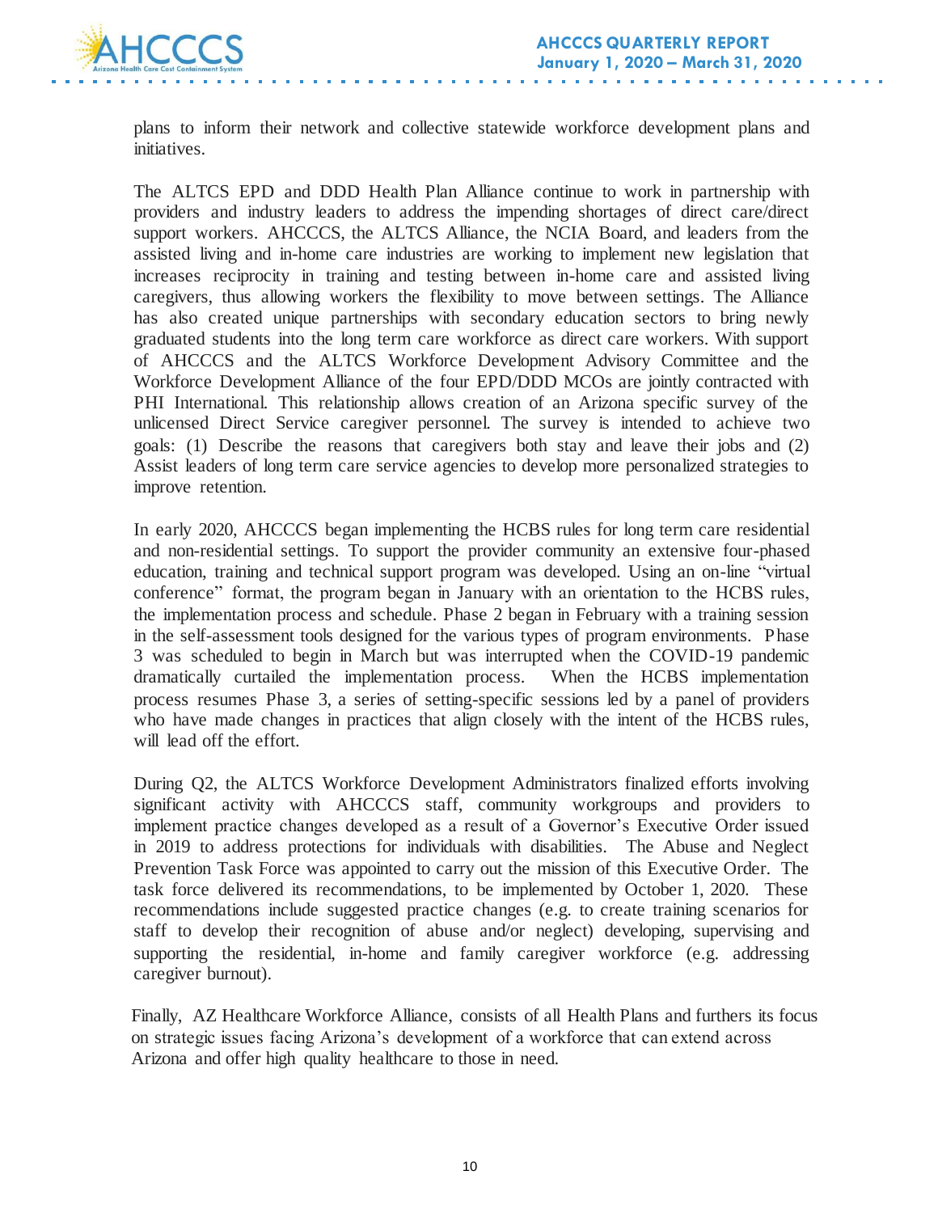plans to inform their network and collective statewide workforce development plans and initiatives.

The ALTCS EPD and DDD Health Plan Alliance continue to work in partnership with providers and industry leaders to address the impending shortages of direct care/direct support workers. AHCCCS, the ALTCS Alliance, the NCIA Board, and leaders from the assisted living and in-home care industries are working to implement new legislation that increases reciprocity in training and testing between in-home care and assisted living caregivers, thus allowing workers the flexibility to move between settings. The Alliance has also created unique partnerships with secondary education sectors to bring newly graduated students into the long term care workforce as direct care workers. With support of AHCCCS and the ALTCS Workforce Development Advisory Committee and the Workforce Development Alliance of the four EPD/DDD MCOs are jointly contracted with PHI International. This relationship allows creation of an Arizona specific survey of the unlicensed Direct Service caregiver personnel. The survey is intended to achieve two goals: (1) Describe the reasons that caregivers both stay and leave their jobs and (2) Assist leaders of long term care service agencies to develop more personalized strategies to improve retention.

In early 2020, AHCCCS began implementing the HCBS rules for long term care residential and non-residential settings. To support the provider community an extensive four-phased education, training and technical support program was developed. Using an on-line "virtual conference" format, the program began in January with an orientation to the HCBS rules, the implementation process and schedule. Phase 2 began in February with a training session in the self-assessment tools designed for the various types of program environments. Phase 3 was scheduled to begin in March but was interrupted when the COVID-19 pandemic dramatically curtailed the implementation process. When the HCBS implementation process resumes Phase 3, a series of setting-specific sessions led by a panel of providers who have made changes in practices that align closely with the intent of the HCBS rules, will lead off the effort.

During Q2, the ALTCS Workforce Development Administrators finalized efforts involving significant activity with AHCCCS staff, community workgroups and providers to implement practice changes developed as a result of a Governor's Executive Order issued in 2019 to address protections for individuals with disabilities. The Abuse and Neglect Prevention Task Force was appointed to carry out the mission of this Executive Order. The task force delivered its recommendations, to be implemented by October 1, 2020. These recommendations include suggested practice changes (e.g. to create training scenarios for staff to develop their recognition of abuse and/or neglect) developing, supervising and supporting the residential, in-home and family caregiver workforce (e.g. addressing caregiver burnout).

Finally, AZ Healthcare Workforce Alliance, consists of all Health Plans and furthers its focus on strategic issues facing Arizona's development of a workforce that can extend across Arizona and offer high quality healthcare to those in need.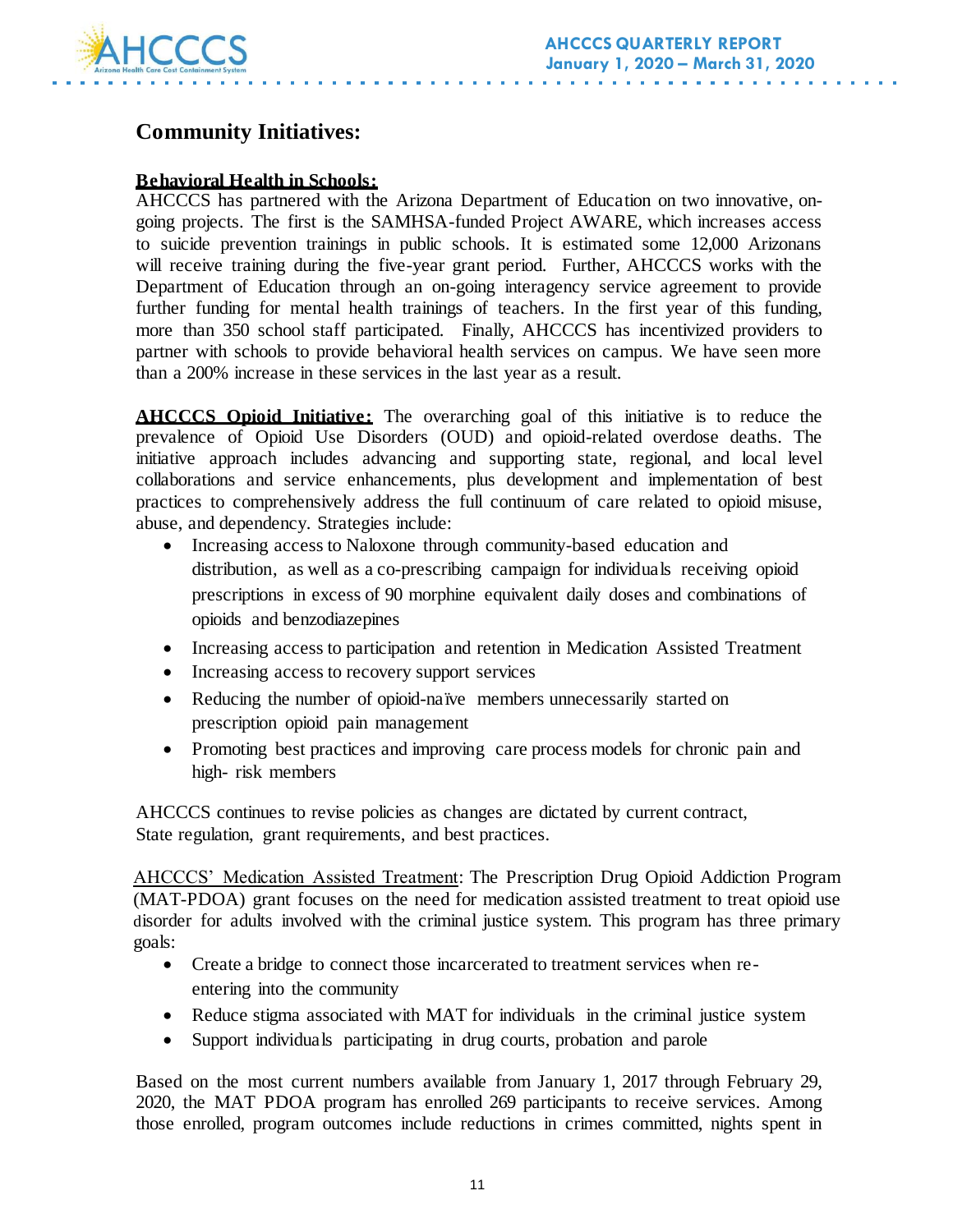## Community Initiatives:

**Behavioral Health in Schools:**
AHCCCS has partnered with the Arizona Department of Education on two innovative, on-going projects. The first is the SAMHSA-funded Project AWARE, which increases access to suicide prevention trainings in public schools. It is estimated some 12,000 Arizonans will receive training during the five-year grant period. Further, AHCCCS works with the Department of Education through an on-going interagency service agreement to provide further funding for mental health trainings of teachers. In the first year of this funding, more than 350 school staff participated. Finally, AHCCCS has incentivized providers to partner with schools to provide behavioral health services on campus. We have seen more than a 200% increase in these services in the last year as a result.

**AHCCCS Opioid Initiative:** The overarching goal of this initiative is to reduce the prevalence of Opioid Use Disorders (OUD) and opioid-related overdose deaths. The initiative approach includes advancing and supporting state, regional, and local level collaborations and service enhancements, plus development and implementation of best practices to comprehensively address the full continuum of care related to opioid misuse, abuse, and dependency. Strategies include:

- Increasing access to Naloxone through community-based education and distribution, as well as a co-prescribing campaign for individuals receiving opioid prescriptions in excess of 90 morphine equivalent daily doses and combinations of opioids and benzodiazepines
- Increasing access to participation and retention in Medication Assisted Treatment
- Increasing access to recovery support services
- Reducing the number of opioid-naïve members unnecessarily started on prescription opioid pain management
- Promoting best practices and improving care process models for chronic pain and high- risk members

AHCCCS continues to revise policies as changes are dictated by current contract, State regulation, grant requirements, and best practices.

AHCCCS' Medication Assisted Treatment: The Prescription Drug Opioid Addiction Program (MAT-PDOA) grant focuses on the need for medication assisted treatment to treat opioid use disorder for adults involved with the criminal justice system. This program has three primary goals:

- Create a bridge to connect those incarcerated to treatment services when re-entering into the community
- Reduce stigma associated with MAT for individuals in the criminal justice system
- Support individuals participating in drug courts, probation and parole

Based on the most current numbers available from January 1, 2017 through February 29, 2020, the MAT PDOA program has enrolled 269 participants to receive services. Among those enrolled, program outcomes include reductions in crimes committed, nights spent in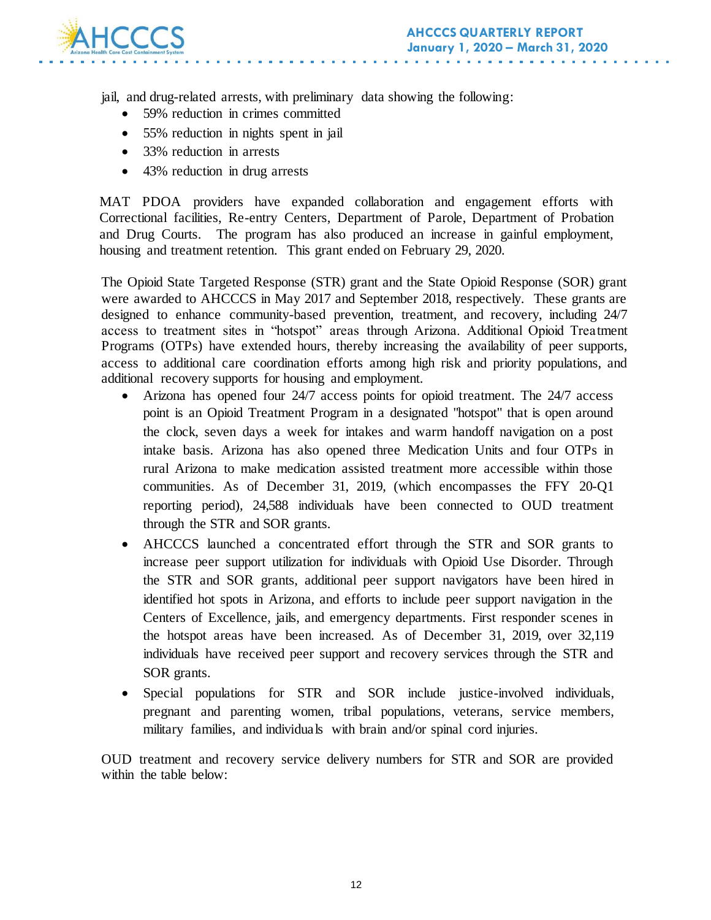jail, and drug-related arrests, with preliminary data showing the following:

- 59% reduction in crimes committed
- 55% reduction in nights spent in jail
- 33% reduction in arrests
- 43% reduction in drug arrests

MAT PDOA providers have expanded collaboration and engagement efforts with Correctional facilities, Re-entry Centers, Department of Parole, Department of Probation and Drug Courts. The program has also produced an increase in gainful employment, housing and treatment retention. This grant ended on February 29, 2020.

The Opioid State Targeted Response (STR) grant and the State Opioid Response (SOR) grant were awarded to AHCCCS in May 2017 and September 2018, respectively. These grants are designed to enhance community-based prevention, treatment, and recovery, including 24/7 access to treatment sites in "hotspot" areas through Arizona. Additional Opioid Treatment Programs (OTPs) have extended hours, thereby increasing the availability of peer supports, access to additional care coordination efforts among high risk and priority populations, and additional recovery supports for housing and employment.

- Arizona has opened four 24/7 access points for opioid treatment. The 24/7 access point is an Opioid Treatment Program in a designated "hotspot" that is open around the clock, seven days a week for intakes and warm handoff navigation on a post intake basis. Arizona has also opened three Medication Units and four OTPs in rural Arizona to make medication assisted treatment more accessible within those communities. As of December 31, 2019, (which encompasses the FFY 20-Q1 reporting period), 24,588 individuals have been connected to OUD treatment through the STR and SOR grants.
- AHCCCS launched a concentrated effort through the STR and SOR grants to increase peer support utilization for individuals with Opioid Use Disorder. Through the STR and SOR grants, additional peer support navigators have been hired in identified hot spots in Arizona, and efforts to include peer support navigation in the Centers of Excellence, jails, and emergency departments. First responder scenes in the hotspot areas have been increased. As of December 31, 2019, over 32,119 individuals have received peer support and recovery services through the STR and SOR grants.
- Special populations for STR and SOR include justice-involved individuals, pregnant and parenting women, tribal populations, veterans, service members, military families, and individuals with brain and/or spinal cord injuries.

OUD treatment and recovery service delivery numbers for STR and SOR are provided within the table below: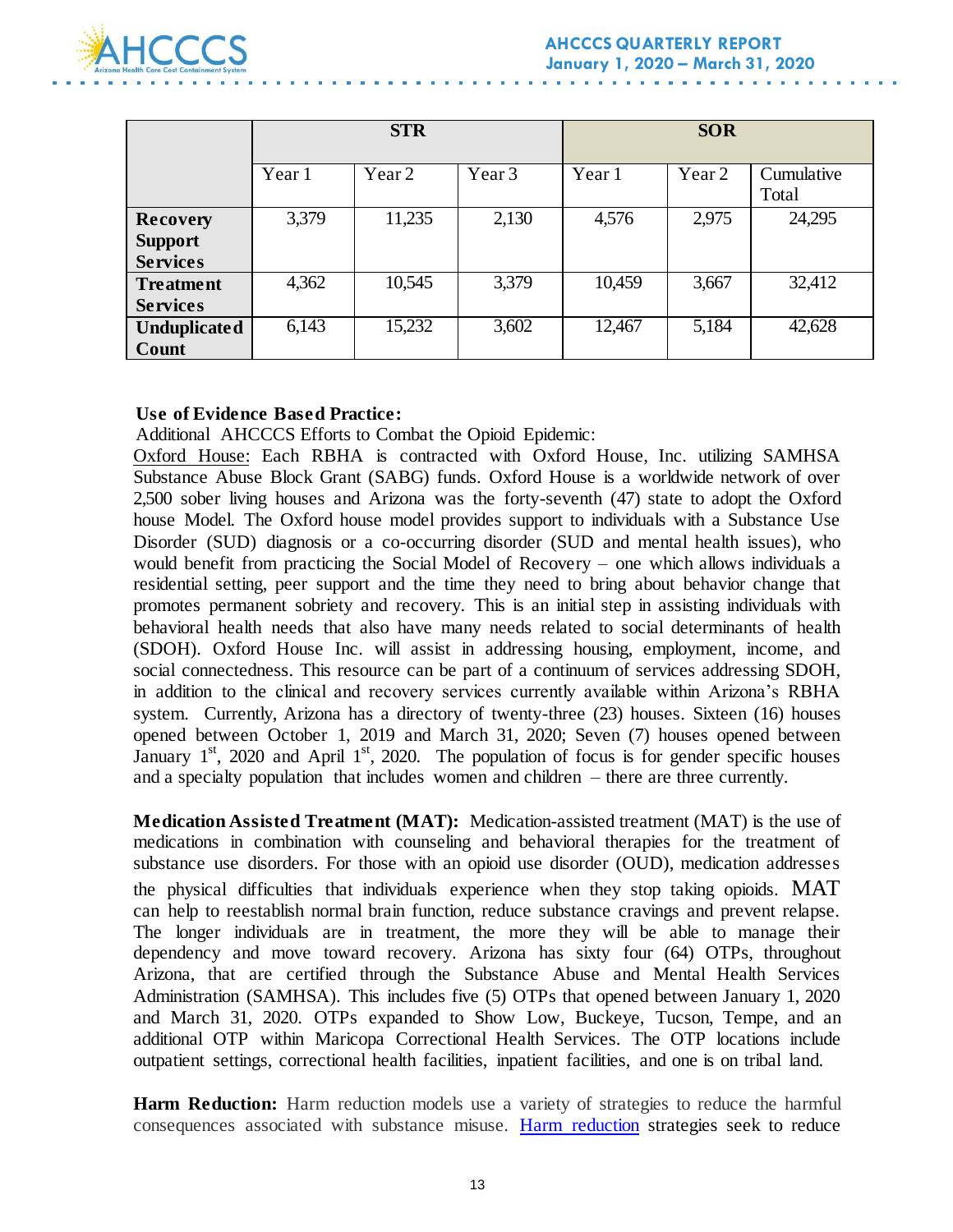| | STR | | | SOR | | |
|---|---|---|---|---|---|---|
| | Year 1 | Year 2 | Year 3 | Year 1 | Year 2 | Cumulative Total |
| **Recovery Support Services** | 3,379 | 11,235 | 2,130 | 4,576 | 2,975 | 24,295 |
| **Treatment Services** | 4,362 | 10,545 | 3,379 | 10,459 | 3,667 | 32,412 |
| **Unduplicated Count** | 6,143 | 15,232 | 3,602 | 12,467 | 5,184 | 42,628 |

**Use of Evidence Based Practice:**

Additional AHCCCS Efforts to Combat the Opioid Epidemic:

Oxford House: Each RBHA is contracted with Oxford House, Inc. utilizing SAMHSA Substance Abuse Block Grant (SABG) funds. Oxford House is a worldwide network of over 2,500 sober living houses and Arizona was the forty-seventh (47) state to adopt the Oxford house Model. The Oxford house model provides support to individuals with a Substance Use Disorder (SUD) diagnosis or a co-occurring disorder (SUD and mental health issues), who would benefit from practicing the Social Model of Recovery – one which allows individuals a residential setting, peer support and the time they need to bring about behavior change that promotes permanent sobriety and recovery. This is an initial step in assisting individuals with behavioral health needs that also have many needs related to social determinants of health (SDOH). Oxford House Inc. will assist in addressing housing, employment, income, and social connectedness. This resource can be part of a continuum of services addressing SDOH, in addition to the clinical and recovery services currently available within Arizona's RBHA system. Currently, Arizona has a directory of twenty-three (23) houses. Sixteen (16) houses opened between October 1, 2019 and March 31, 2020; Seven (7) houses opened between January 1st, 2020 and April 1st, 2020. The population of focus is for gender specific houses and a specialty population that includes women and children – there are three currently.

**Medication Assisted Treatment (MAT):** Medication-assisted treatment (MAT) is the use of medications in combination with counseling and behavioral therapies for the treatment of substance use disorders. For those with an opioid use disorder (OUD), medication addresses the physical difficulties that individuals experience when they stop taking opioids. MAT can help to reestablish normal brain function, reduce substance cravings and prevent relapse. The longer individuals are in treatment, the more they will be able to manage their dependency and move toward recovery. Arizona has sixty four (64) OTPs, throughout Arizona, that are certified through the Substance Abuse and Mental Health Services Administration (SAMHSA). This includes five (5) OTPs that opened between January 1, 2020 and March 31, 2020. OTPs expanded to Show Low, Buckeye, Tucson, Tempe, and an additional OTP within Maricopa Correctional Health Services. The OTP locations include outpatient settings, correctional health facilities, inpatient facilities, and one is on tribal land.

**Harm Reduction:** Harm reduction models use a variety of strategies to reduce the harmful consequences associated with substance misuse. Harm reduction strategies seek to reduce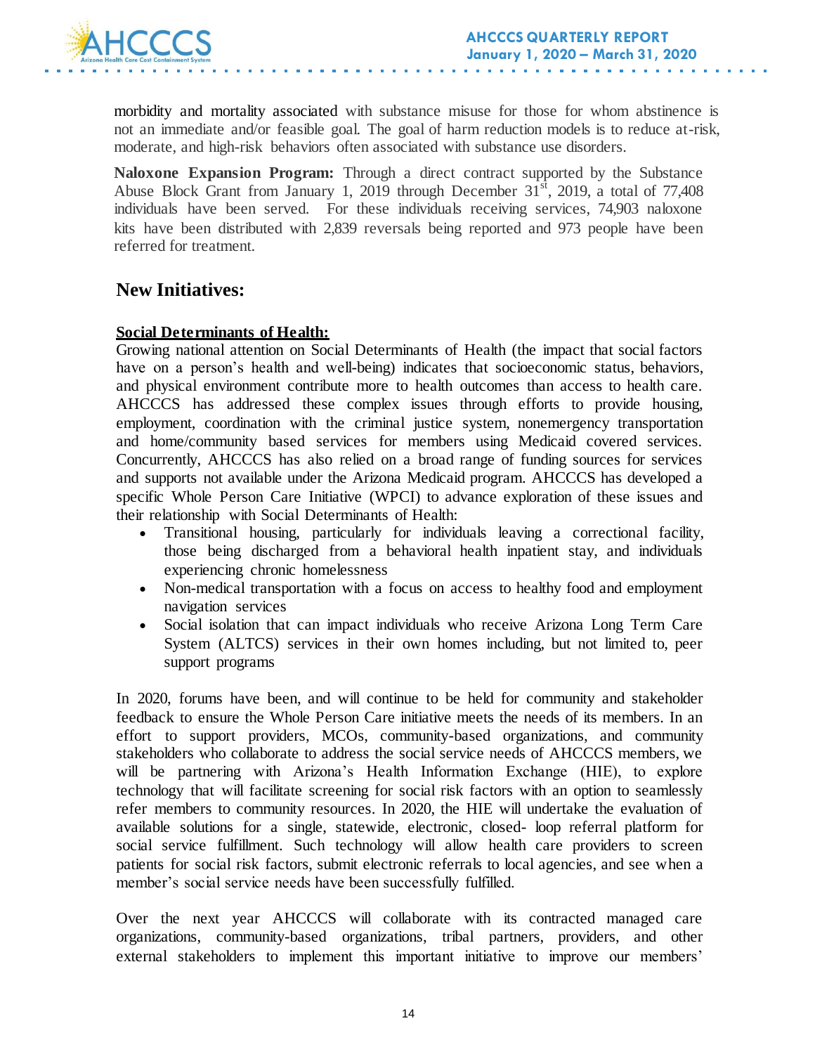morbidity and mortality associated with substance misuse for those for whom abstinence is not an immediate and/or feasible goal. The goal of harm reduction models is to reduce at-risk, moderate, and high-risk behaviors often associated with substance use disorders.

**Naloxone Expansion Program:** Through a direct contract supported by the Substance Abuse Block Grant from January 1, 2019 through December 31st, 2019, a total of 77,408 individuals have been served. For these individuals receiving services, 74,903 naloxone kits have been distributed with 2,839 reversals being reported and 973 people have been referred for treatment.

## New Initiatives:

**Social Determinants of Health:**

Growing national attention on Social Determinants of Health (the impact that social factors have on a person's health and well-being) indicates that socioeconomic status, behaviors, and physical environment contribute more to health outcomes than access to health care. AHCCCS has addressed these complex issues through efforts to provide housing, employment, coordination with the criminal justice system, nonemergency transportation and home/community based services for members using Medicaid covered services. Concurrently, AHCCCS has also relied on a broad range of funding sources for services and supports not available under the Arizona Medicaid program. AHCCCS has developed a specific Whole Person Care Initiative (WPCI) to advance exploration of these issues and their relationship with Social Determinants of Health:

- Transitional housing, particularly for individuals leaving a correctional facility, those being discharged from a behavioral health inpatient stay, and individuals experiencing chronic homelessness
- Non-medical transportation with a focus on access to healthy food and employment navigation services
- Social isolation that can impact individuals who receive Arizona Long Term Care System (ALTCS) services in their own homes including, but not limited to, peer support programs

In 2020, forums have been, and will continue to be held for community and stakeholder feedback to ensure the Whole Person Care initiative meets the needs of its members. In an effort to support providers, MCOs, community-based organizations, and community stakeholders who collaborate to address the social service needs of AHCCCS members, we will be partnering with Arizona's Health Information Exchange (HIE), to explore technology that will facilitate screening for social risk factors with an option to seamlessly refer members to community resources. In 2020, the HIE will undertake the evaluation of available solutions for a single, statewide, electronic, closed- loop referral platform for social service fulfillment. Such technology will allow health care providers to screen patients for social risk factors, submit electronic referrals to local agencies, and see when a member's social service needs have been successfully fulfilled.

Over the next year AHCCCS will collaborate with its contracted managed care organizations, community-based organizations, tribal partners, providers, and other external stakeholders to implement this important initiative to improve our members'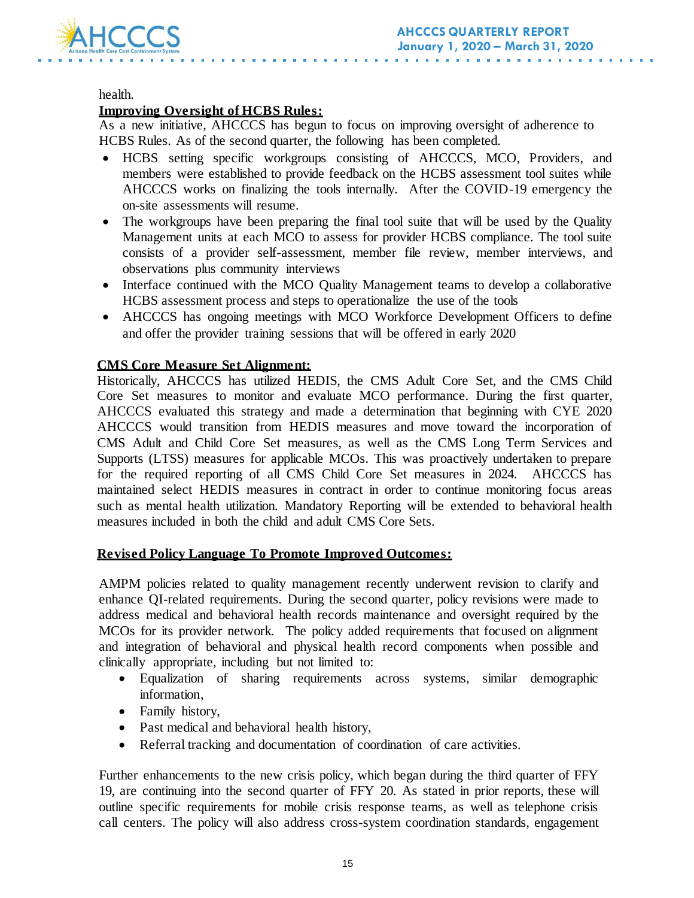health.

**Improving Oversight of HCBS Rules:**

As a new initiative, AHCCCS has begun to focus on improving oversight of adherence to HCBS Rules. As of the second quarter, the following has been completed.

- HCBS setting specific workgroups consisting of AHCCCS, MCO, Providers, and members were established to provide feedback on the HCBS assessment tool suites while AHCCCS works on finalizing the tools internally. After the COVID-19 emergency the on-site assessments will resume.
- The workgroups have been preparing the final tool suite that will be used by the Quality Management units at each MCO to assess for provider HCBS compliance. The tool suite consists of a provider self-assessment, member file review, member interviews, and observations plus community interviews
- Interface continued with the MCO Quality Management teams to develop a collaborative HCBS assessment process and steps to operationalize the use of the tools
- AHCCCS has ongoing meetings with MCO Workforce Development Officers to define and offer the provider training sessions that will be offered in early 2020

**CMS Core Measure Set Alignment:**

Historically, AHCCCS has utilized HEDIS, the CMS Adult Core Set, and the CMS Child Core Set measures to monitor and evaluate MCO performance. During the first quarter, AHCCCS evaluated this strategy and made a determination that beginning with CYE 2020 AHCCCS would transition from HEDIS measures and move toward the incorporation of CMS Adult and Child Core Set measures, as well as the CMS Long Term Services and Supports (LTSS) measures for applicable MCOs. This was proactively undertaken to prepare for the required reporting of all CMS Child Core Set measures in 2024. AHCCCS has maintained select HEDIS measures in contract in order to continue monitoring focus areas such as mental health utilization. Mandatory Reporting will be extended to behavioral health measures included in both the child and adult CMS Core Sets.

**Revised Policy Language To Promote Improved Outcomes:**

AMPM policies related to quality management recently underwent revision to clarify and enhance QI-related requirements. During the second quarter, policy revisions were made to address medical and behavioral health records maintenance and oversight required by the MCOs for its provider network. The policy added requirements that focused on alignment and integration of behavioral and physical health record components when possible and clinically appropriate, including but not limited to:

- Equalization of sharing requirements across systems, similar demographic information,
- Family history,
- Past medical and behavioral health history,
- Referral tracking and documentation of coordination of care activities.

Further enhancements to the new crisis policy, which began during the third quarter of FFY 19, are continuing into the second quarter of FFY 20. As stated in prior reports, these will outline specific requirements for mobile crisis response teams, as well as telephone crisis call centers. The policy will also address cross-system coordination standards, engagement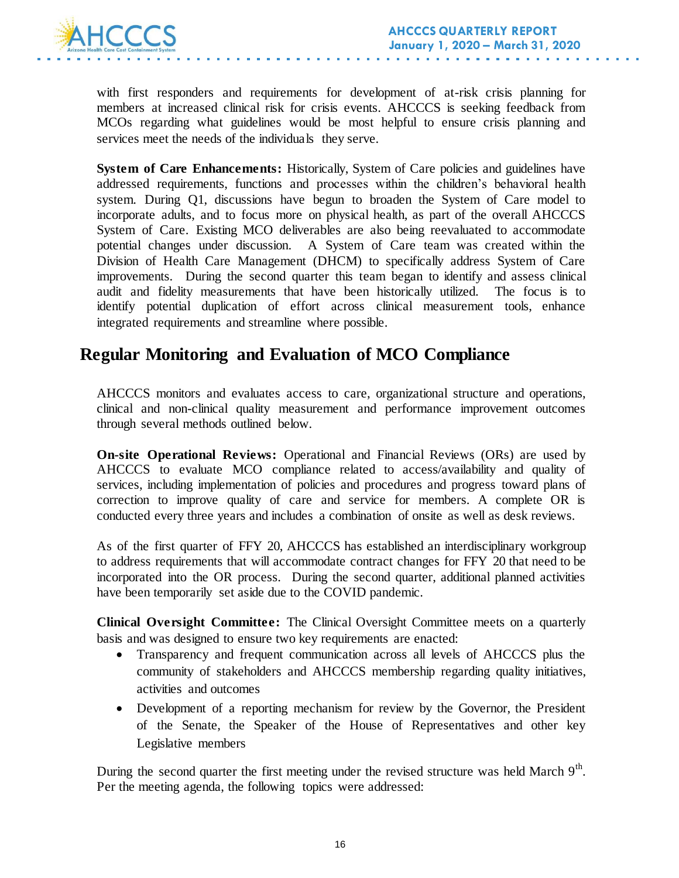with first responders and requirements for development of at-risk crisis planning for members at increased clinical risk for crisis events. AHCCCS is seeking feedback from MCOs regarding what guidelines would be most helpful to ensure crisis planning and services meet the needs of the individuals they serve.

**System of Care Enhancements:** Historically, System of Care policies and guidelines have addressed requirements, functions and processes within the children's behavioral health system. During Q1, discussions have begun to broaden the System of Care model to incorporate adults, and to focus more on physical health, as part of the overall AHCCCS System of Care. Existing MCO deliverables are also being reevaluated to accommodate potential changes under discussion. A System of Care team was created within the Division of Health Care Management (DHCM) to specifically address System of Care improvements. During the second quarter this team began to identify and assess clinical audit and fidelity measurements that have been historically utilized. The focus is to identify potential duplication of effort across clinical measurement tools, enhance integrated requirements and streamline where possible.

## Regular Monitoring and Evaluation of MCO Compliance

AHCCCS monitors and evaluates access to care, organizational structure and operations, clinical and non-clinical quality measurement and performance improvement outcomes through several methods outlined below.

**On-site Operational Reviews:** Operational and Financial Reviews (ORs) are used by AHCCCS to evaluate MCO compliance related to access/availability and quality of services, including implementation of policies and procedures and progress toward plans of correction to improve quality of care and service for members. A complete OR is conducted every three years and includes a combination of onsite as well as desk reviews.

As of the first quarter of FFY 20, AHCCCS has established an interdisciplinary workgroup to address requirements that will accommodate contract changes for FFY 20 that need to be incorporated into the OR process. During the second quarter, additional planned activities have been temporarily set aside due to the COVID pandemic.

**Clinical Oversight Committee:** The Clinical Oversight Committee meets on a quarterly basis and was designed to ensure two key requirements are enacted:

- Transparency and frequent communication across all levels of AHCCCS plus the community of stakeholders and AHCCCS membership regarding quality initiatives, activities and outcomes
- Development of a reporting mechanism for review by the Governor, the President of the Senate, the Speaker of the House of Representatives and other key Legislative members

During the second quarter the first meeting under the revised structure was held March 9th. Per the meeting agenda, the following topics were addressed: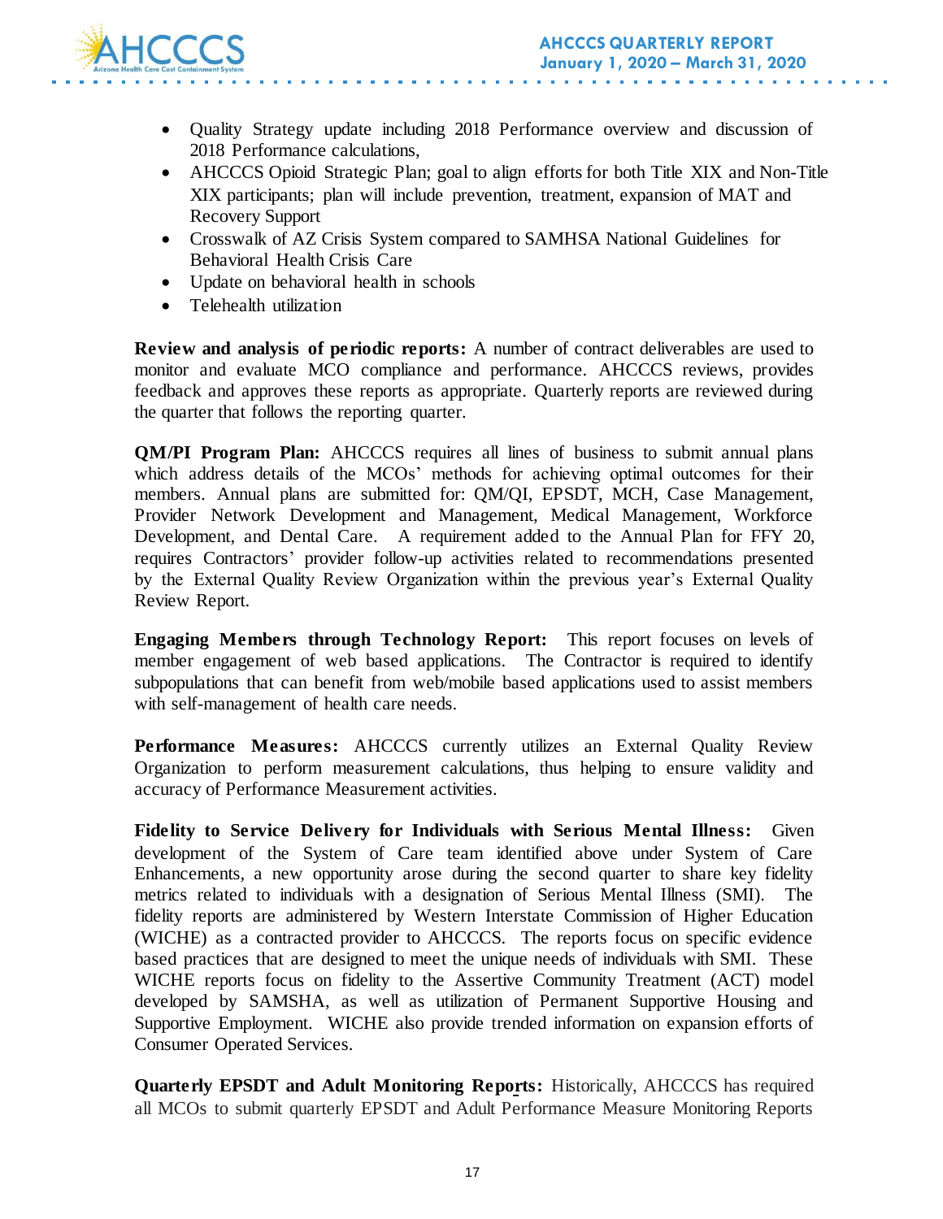- Quality Strategy update including 2018 Performance overview and discussion of 2018 Performance calculations,
- AHCCCS Opioid Strategic Plan; goal to align efforts for both Title XIX and Non-Title XIX participants; plan will include prevention, treatment, expansion of MAT and Recovery Support
- Crosswalk of AZ Crisis System compared to SAMHSA National Guidelines for Behavioral Health Crisis Care
- Update on behavioral health in schools
- Telehealth utilization

**Review and analysis of periodic reports:** A number of contract deliverables are used to monitor and evaluate MCO compliance and performance. AHCCCS reviews, provides feedback and approves these reports as appropriate. Quarterly reports are reviewed during the quarter that follows the reporting quarter.

**QM/PI Program Plan:** AHCCCS requires all lines of business to submit annual plans which address details of the MCOs' methods for achieving optimal outcomes for their members. Annual plans are submitted for: QM/QI, EPSDT, MCH, Case Management, Provider Network Development and Management, Medical Management, Workforce Development, and Dental Care. A requirement added to the Annual Plan for FFY 20, requires Contractors' provider follow-up activities related to recommendations presented by the External Quality Review Organization within the previous year's External Quality Review Report.

**Engaging Members through Technology Report:** This report focuses on levels of member engagement of web based applications. The Contractor is required to identify subpopulations that can benefit from web/mobile based applications used to assist members with self-management of health care needs.

**Performance Measures:** AHCCCS currently utilizes an External Quality Review Organization to perform measurement calculations, thus helping to ensure validity and accuracy of Performance Measurement activities.

**Fidelity to Service Delivery for Individuals with Serious Mental Illness:** Given development of the System of Care team identified above under System of Care Enhancements, a new opportunity arose during the second quarter to share key fidelity metrics related to individuals with a designation of Serious Mental Illness (SMI). The fidelity reports are administered by Western Interstate Commission of Higher Education (WICHE) as a contracted provider to AHCCCS. The reports focus on specific evidence based practices that are designed to meet the unique needs of individuals with SMI. These WICHE reports focus on fidelity to the Assertive Community Treatment (ACT) model developed by SAMSHA, as well as utilization of Permanent Supportive Housing and Supportive Employment. WICHE also provide trended information on expansion efforts of Consumer Operated Services.

**Quarterly EPSDT and Adult Monitoring Reports:** Historically, AHCCCS has required all MCOs to submit quarterly EPSDT and Adult Performance Measure Monitoring Reports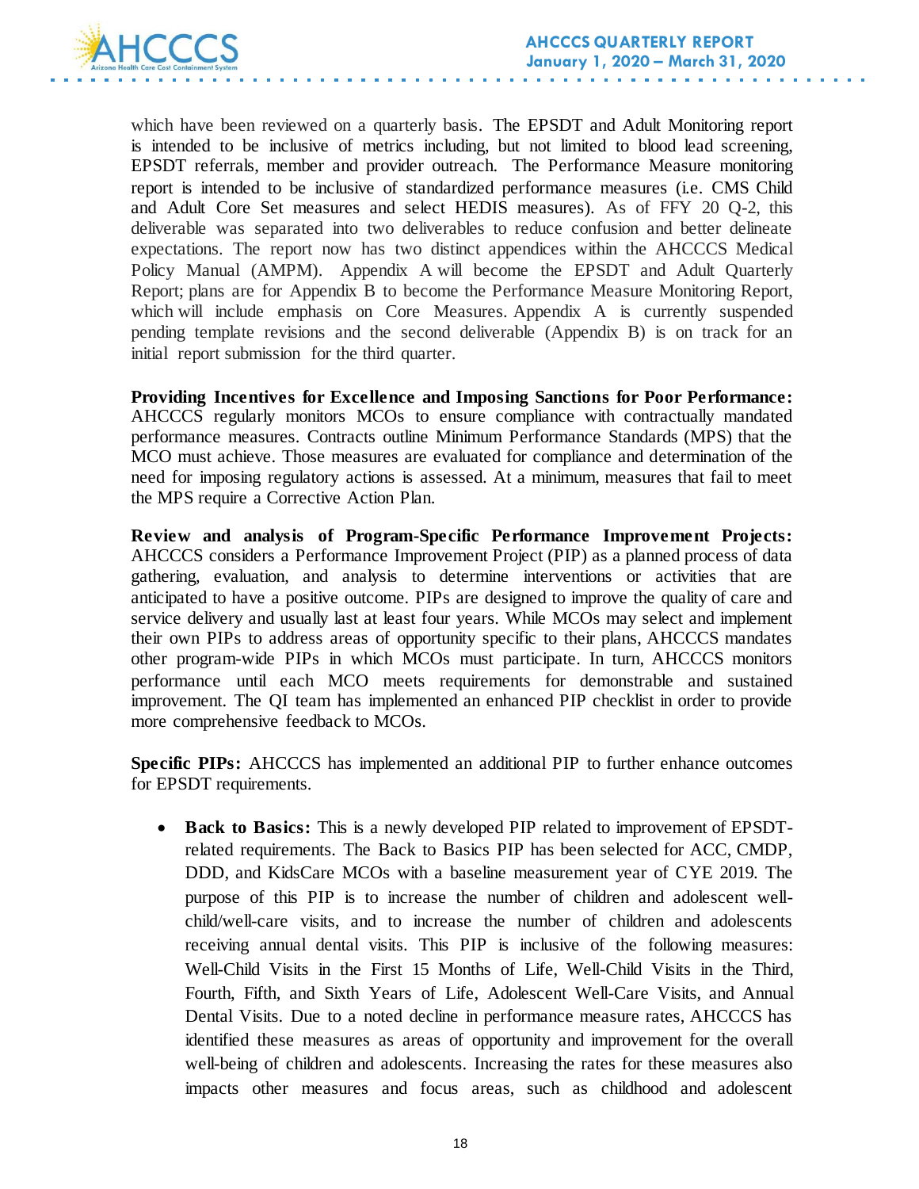which have been reviewed on a quarterly basis. The EPSDT and Adult Monitoring report is intended to be inclusive of metrics including, but not limited to blood lead screening, EPSDT referrals, member and provider outreach. The Performance Measure monitoring report is intended to be inclusive of standardized performance measures (i.e. CMS Child and Adult Core Set measures and select HEDIS measures). As of FFY 20 Q-2, this deliverable was separated into two deliverables to reduce confusion and better delineate expectations. The report now has two distinct appendices within the AHCCCS Medical Policy Manual (AMPM). Appendix A will become the EPSDT and Adult Quarterly Report; plans are for Appendix B to become the Performance Measure Monitoring Report, which will include emphasis on Core Measures. Appendix A is currently suspended pending template revisions and the second deliverable (Appendix B) is on track for an initial report submission for the third quarter.

**Providing Incentives for Excellence and Imposing Sanctions for Poor Performance:** AHCCCS regularly monitors MCOs to ensure compliance with contractually mandated performance measures. Contracts outline Minimum Performance Standards (MPS) that the MCO must achieve. Those measures are evaluated for compliance and determination of the need for imposing regulatory actions is assessed. At a minimum, measures that fail to meet the MPS require a Corrective Action Plan.

**Review and analysis of Program-Specific Performance Improvement Projects:** AHCCCS considers a Performance Improvement Project (PIP) as a planned process of data gathering, evaluation, and analysis to determine interventions or activities that are anticipated to have a positive outcome. PIPs are designed to improve the quality of care and service delivery and usually last at least four years. While MCOs may select and implement their own PIPs to address areas of opportunity specific to their plans, AHCCCS mandates other program-wide PIPs in which MCOs must participate. In turn, AHCCCS monitors performance until each MCO meets requirements for demonstrable and sustained improvement. The QI team has implemented an enhanced PIP checklist in order to provide more comprehensive feedback to MCOs.

**Specific PIPs:** AHCCCS has implemented an additional PIP to further enhance outcomes for EPSDT requirements.

- **Back to Basics:** This is a newly developed PIP related to improvement of EPSDT-related requirements. The Back to Basics PIP has been selected for ACC, CMDP, DDD, and KidsCare MCOs with a baseline measurement year of CYE 2019. The purpose of this PIP is to increase the number of children and adolescent well-child/well-care visits, and to increase the number of children and adolescents receiving annual dental visits. This PIP is inclusive of the following measures: Well-Child Visits in the First 15 Months of Life, Well-Child Visits in the Third, Fourth, Fifth, and Sixth Years of Life, Adolescent Well-Care Visits, and Annual Dental Visits. Due to a noted decline in performance measure rates, AHCCCS has identified these measures as areas of opportunity and improvement for the overall well-being of children and adolescents. Increasing the rates for these measures also impacts other measures and focus areas, such as childhood and adolescent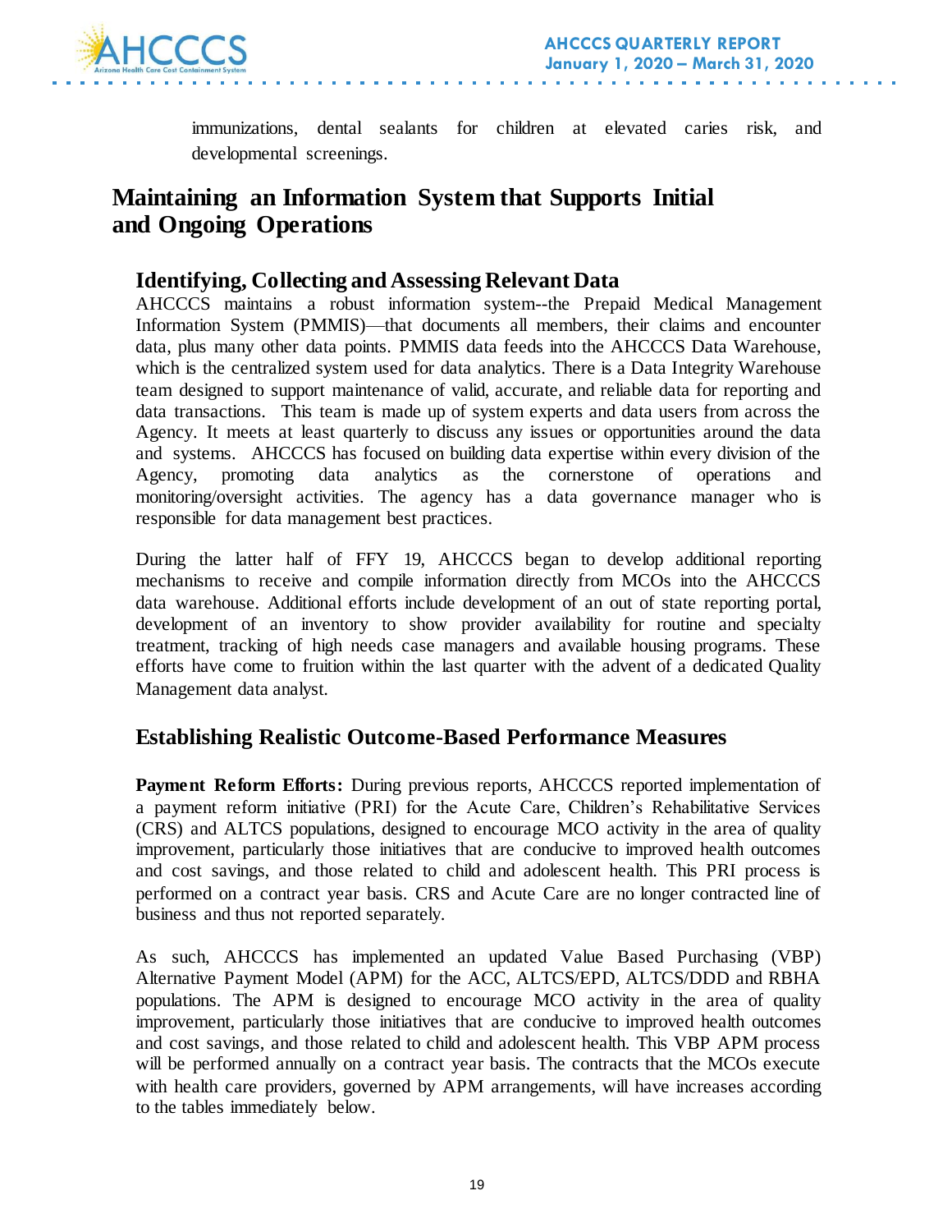immunizations, dental sealants for children at elevated caries risk, and developmental screenings.

# Maintaining an Information System that Supports Initial and Ongoing Operations

## Identifying, Collecting and Assessing Relevant Data

AHCCCS maintains a robust information system--the Prepaid Medical Management Information System (PMMIS)—that documents all members, their claims and encounter data, plus many other data points. PMMIS data feeds into the AHCCCS Data Warehouse, which is the centralized system used for data analytics. There is a Data Integrity Warehouse team designed to support maintenance of valid, accurate, and reliable data for reporting and data transactions. This team is made up of system experts and data users from across the Agency. It meets at least quarterly to discuss any issues or opportunities around the data and systems. AHCCCS has focused on building data expertise within every division of the Agency, promoting data analytics as the cornerstone of operations and monitoring/oversight activities. The agency has a data governance manager who is responsible for data management best practices.

During the latter half of FFY 19, AHCCCS began to develop additional reporting mechanisms to receive and compile information directly from MCOs into the AHCCCS data warehouse. Additional efforts include development of an out of state reporting portal, development of an inventory to show provider availability for routine and specialty treatment, tracking of high needs case managers and available housing programs. These efforts have come to fruition within the last quarter with the advent of a dedicated Quality Management data analyst.

## Establishing Realistic Outcome-Based Performance Measures

**Payment Reform Efforts:** During previous reports, AHCCCS reported implementation of a payment reform initiative (PRI) for the Acute Care, Children's Rehabilitative Services (CRS) and ALTCS populations, designed to encourage MCO activity in the area of quality improvement, particularly those initiatives that are conducive to improved health outcomes and cost savings, and those related to child and adolescent health. This PRI process is performed on a contract year basis. CRS and Acute Care are no longer contracted line of business and thus not reported separately.

As such, AHCCCS has implemented an updated Value Based Purchasing (VBP) Alternative Payment Model (APM) for the ACC, ALTCS/EPD, ALTCS/DDD and RBHA populations. The APM is designed to encourage MCO activity in the area of quality improvement, particularly those initiatives that are conducive to improved health outcomes and cost savings, and those related to child and adolescent health. This VBP APM process will be performed annually on a contract year basis. The contracts that the MCOs execute with health care providers, governed by APM arrangements, will have increases according to the tables immediately below.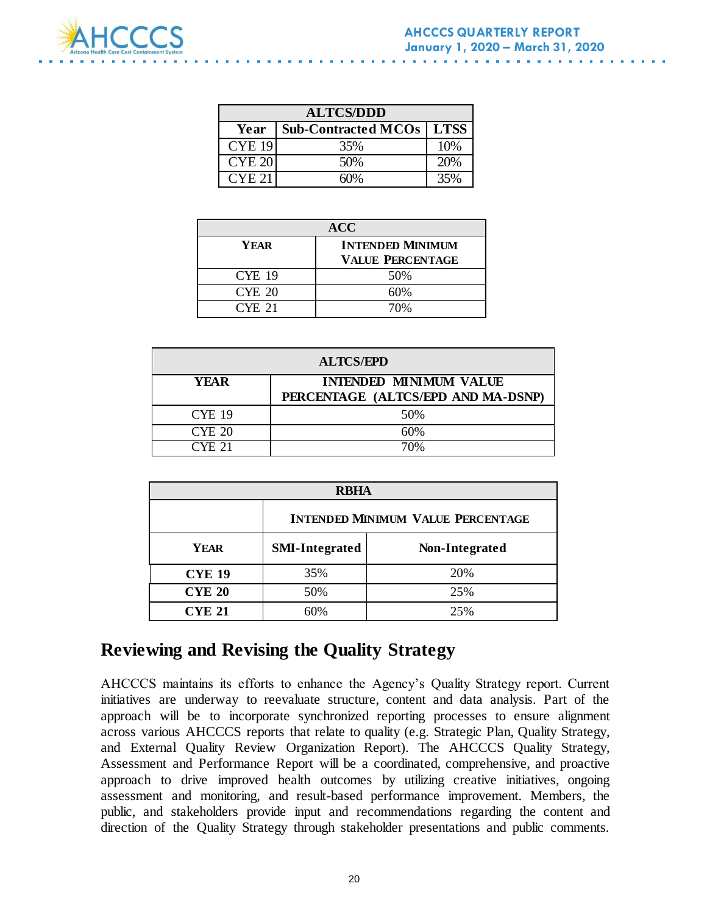| ALTCS/DDD | | |
|---|---|---|
| **Year** | **Sub-Contracted MCOs** | **LTSS** |
| CYE 19 | 35% | 10% |
| CYE 20 | 50% | 20% |
| CYE 21 | 60% | 35% |

| ACC | |
|---|---|
| **YEAR** | **INTENDED MINIMUM VALUE PERCENTAGE** |
| CYE 19 | 50% |
| CYE 20 | 60% |
| CYE 21 | 70% |

| ALTCS/EPD | |
|---|---|
| **YEAR** | **INTENDED MINIMUM VALUE PERCENTAGE (ALTCS/EPD AND MA-DSNP)** |
| CYE 19 | 50% |
| CYE 20 | 60% |
| CYE 21 | 70% |

| RBHA | | |
|---|---|---|
| | **INTENDED MINIMUM VALUE PERCENTAGE** | |
| **YEAR** | **SMI-Integrated** | **Non-Integrated** |
| **CYE 19** | 35% | 20% |
| **CYE 20** | 50% | 25% |
| **CYE 21** | 60% | 25% |

## Reviewing and Revising the Quality Strategy

AHCCCS maintains its efforts to enhance the Agency's Quality Strategy report. Current initiatives are underway to reevaluate structure, content and data analysis. Part of the approach will be to incorporate synchronized reporting processes to ensure alignment across various AHCCCS reports that relate to quality (e.g. Strategic Plan, Quality Strategy, and External Quality Review Organization Report). The AHCCCS Quality Strategy, Assessment and Performance Report will be a coordinated, comprehensive, and proactive approach to drive improved health outcomes by utilizing creative initiatives, ongoing assessment and monitoring, and result-based performance improvement. Members, the public, and stakeholders provide input and recommendations regarding the content and direction of the Quality Strategy through stakeholder presentations and public comments.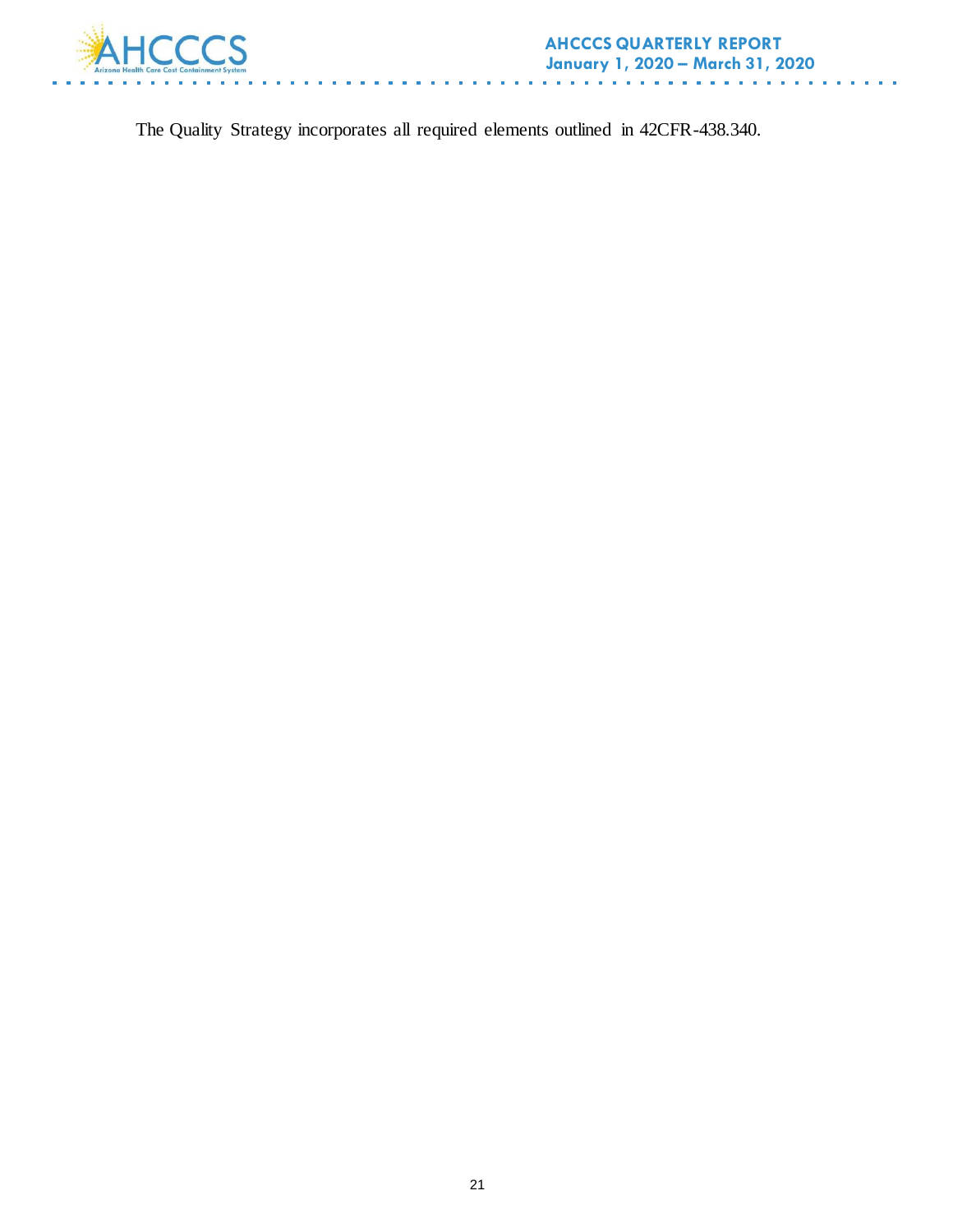The Quality Strategy incorporates all required elements outlined in 42CFR-438.340.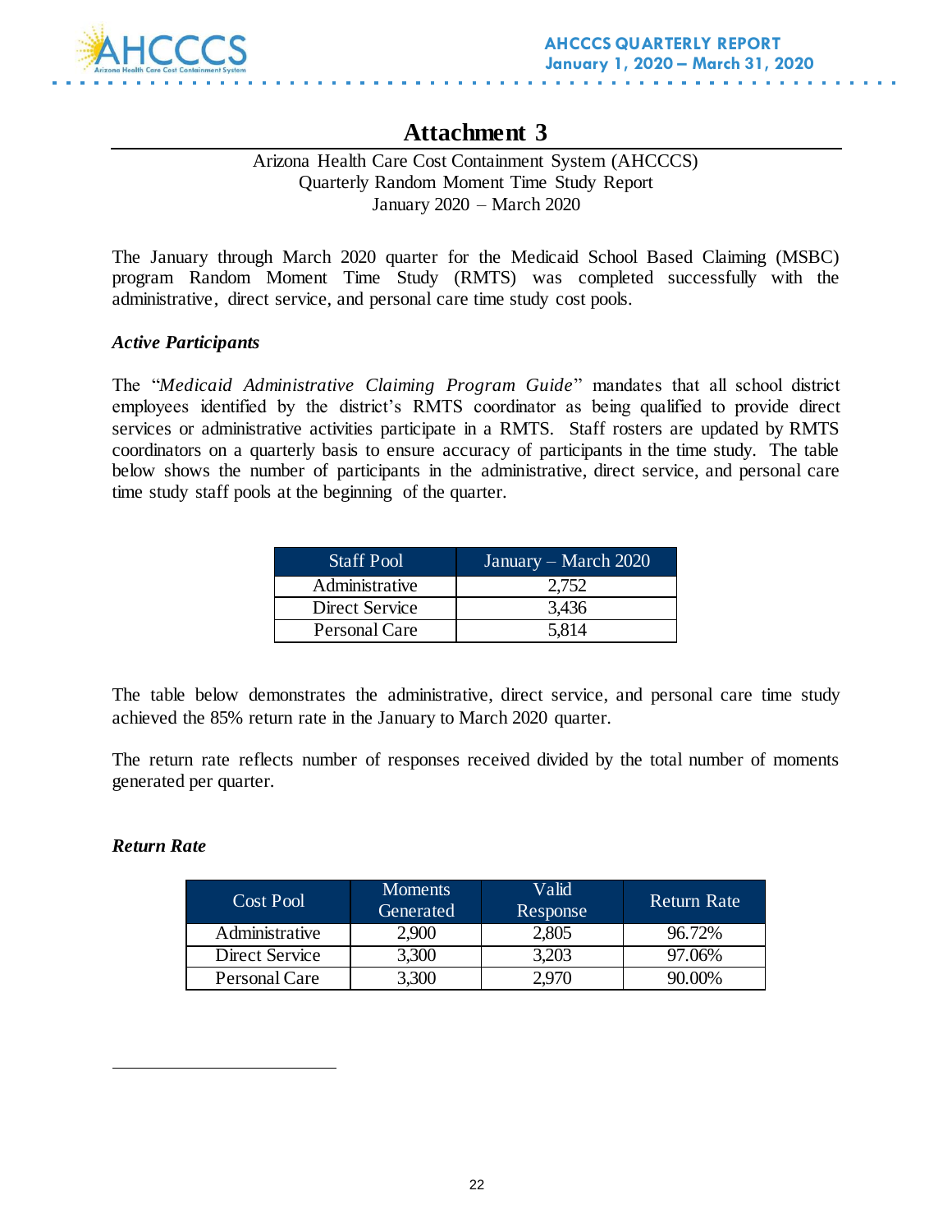# Attachment 3

Arizona Health Care Cost Containment System (AHCCCS)
Quarterly Random Moment Time Study Report
January 2020 – March 2020

The January through March 2020 quarter for the Medicaid School Based Claiming (MSBC) program Random Moment Time Study (RMTS) was completed successfully with the administrative, direct service, and personal care time study cost pools.

### *Active Participants*

The "*Medicaid Administrative Claiming Program Guide*" mandates that all school district employees identified by the district's RMTS coordinator as being qualified to provide direct services or administrative activities participate in a RMTS. Staff rosters are updated by RMTS coordinators on a quarterly basis to ensure accuracy of participants in the time study. The table below shows the number of participants in the administrative, direct service, and personal care time study staff pools at the beginning of the quarter.

| Staff Pool | January – March 2020 |
|---|---|
| Administrative | 2,752 |
| Direct Service | 3,436 |
| Personal Care | 5,814 |

The table below demonstrates the administrative, direct service, and personal care time study achieved the 85% return rate in the January to March 2020 quarter.

The return rate reflects number of responses received divided by the total number of moments generated per quarter.

### *Return Rate*

| Cost Pool | Moments Generated | Valid Response | Return Rate |
|---|---|---|---|
| Administrative | 2,900 | 2,805 | 96.72% |
| Direct Service | 3,300 | 3,203 | 97.06% |
| Personal Care | 3,300 | 2,970 | 90.00% |